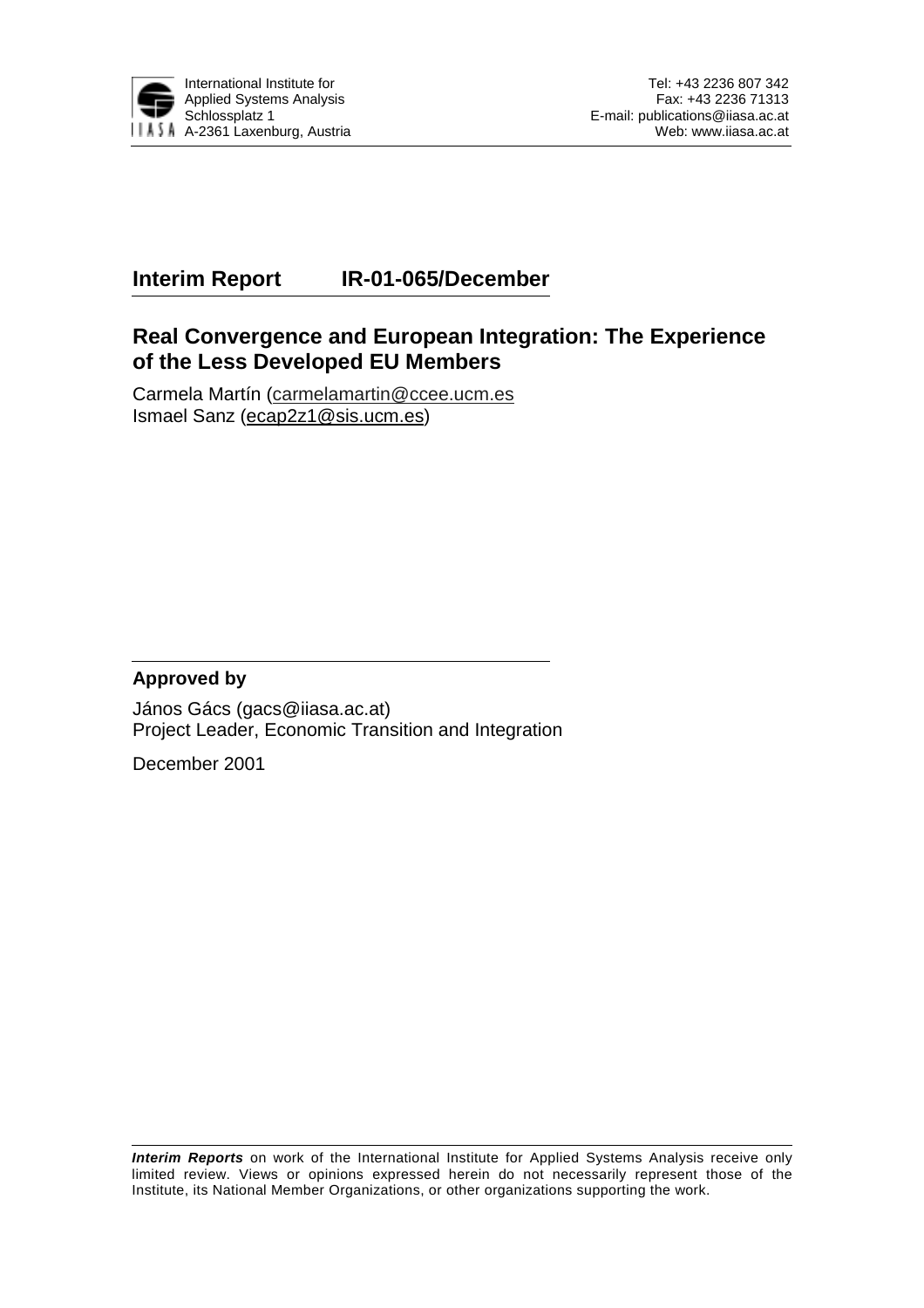International Institute for Applied Systems Analysis
Schlossplatz 1
A-2361 Laxenburg, Austria

Tel: +43 2236 807 342
Fax: +43 2236 71313
E-mail: publications@iiasa.ac.at
Web: www.iiasa.ac.at

**Interim Report IR-01-065/December**

# Real Convergence and European Integration: The Experience of the Less Developed EU Members

Carmela Martín (carmelamartin@ccee.ucm.es
Ismael Sanz (ecap2z1@sis.ucm.es)

**Approved by**

János Gács (gacs@iiasa.ac.at)
Project Leader, Economic Transition and Integration

December 2001

***Interim Reports*** on work of the International Institute for Applied Systems Analysis receive only limited review. Views or opinions expressed herein do not necessarily represent those of the Institute, its National Member Organizations, or other organizations supporting the work.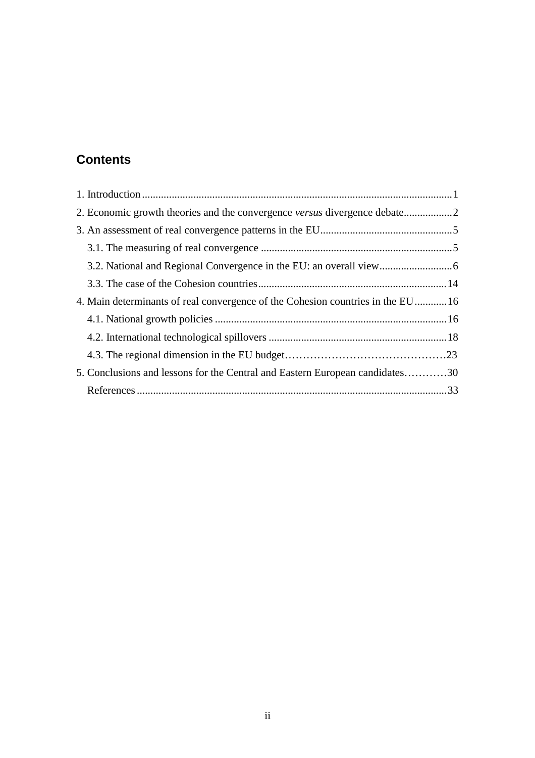## Contents

1. Introduction ..... 1
2. Economic growth theories and the convergence *versus* divergence debate ..... 2
3. An assessment of real convergence patterns in the EU ..... 5
   - 3.1. The measuring of real convergence ..... 5
   - 3.2. National and Regional Convergence in the EU: an overall view ..... 6
   - 3.3. The case of the Cohesion countries ..... 14
4. Main determinants of real convergence of the Cohesion countries in the EU ..... 16
   - 4.1. National growth policies ..... 16
   - 4.2. International technological spillovers ..... 18
   - 4.3. The regional dimension in the EU budget ..... 23
5. Conclusions and lessons for the Central and Eastern European candidates ..... 30
   - References ..... 33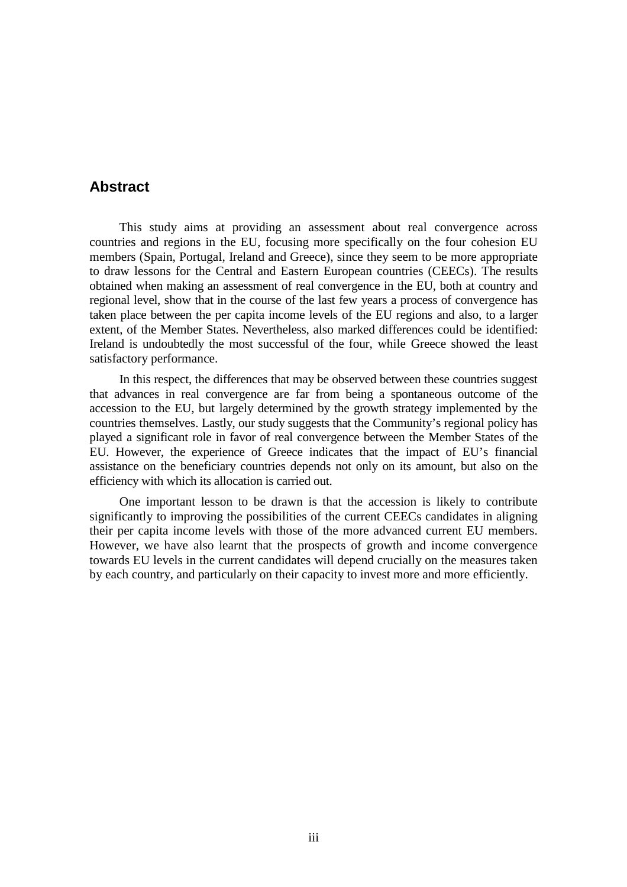## Abstract

This study aims at providing an assessment about real convergence across countries and regions in the EU, focusing more specifically on the four cohesion EU members (Spain, Portugal, Ireland and Greece), since they seem to be more appropriate to draw lessons for the Central and Eastern European countries (CEECs). The results obtained when making an assessment of real convergence in the EU, both at country and regional level, show that in the course of the last few years a process of convergence has taken place between the per capita income levels of the EU regions and also, to a larger extent, of the Member States. Nevertheless, also marked differences could be identified: Ireland is undoubtedly the most successful of the four, while Greece showed the least satisfactory performance.

In this respect, the differences that may be observed between these countries suggest that advances in real convergence are far from being a spontaneous outcome of the accession to the EU, but largely determined by the growth strategy implemented by the countries themselves. Lastly, our study suggests that the Community's regional policy has played a significant role in favor of real convergence between the Member States of the EU. However, the experience of Greece indicates that the impact of EU's financial assistance on the beneficiary countries depends not only on its amount, but also on the efficiency with which its allocation is carried out.

One important lesson to be drawn is that the accession is likely to contribute significantly to improving the possibilities of the current CEECs candidates in aligning their per capita income levels with those of the more advanced current EU members. However, we have also learnt that the prospects of growth and income convergence towards EU levels in the current candidates will depend crucially on the measures taken by each country, and particularly on their capacity to invest more and more efficiently.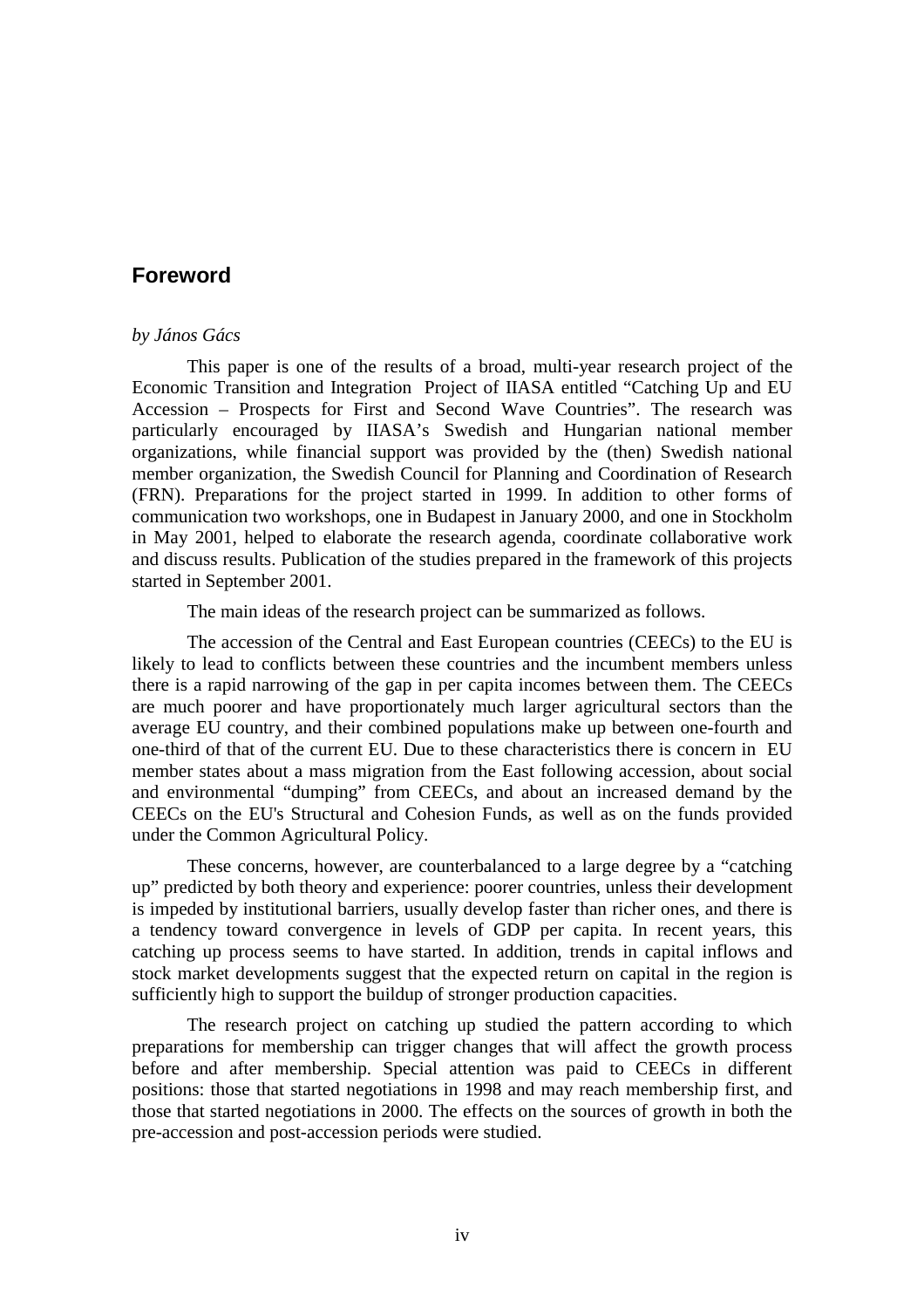## Foreword

*by János Gács*

This paper is one of the results of a broad, multi-year research project of the Economic Transition and Integration Project of IIASA entitled "Catching Up and EU Accession – Prospects for First and Second Wave Countries". The research was particularly encouraged by IIASA's Swedish and Hungarian national member organizations, while financial support was provided by the (then) Swedish national member organization, the Swedish Council for Planning and Coordination of Research (FRN). Preparations for the project started in 1999. In addition to other forms of communication two workshops, one in Budapest in January 2000, and one in Stockholm in May 2001, helped to elaborate the research agenda, coordinate collaborative work and discuss results. Publication of the studies prepared in the framework of this projects started in September 2001.

The main ideas of the research project can be summarized as follows.

The accession of the Central and East European countries (CEECs) to the EU is likely to lead to conflicts between these countries and the incumbent members unless there is a rapid narrowing of the gap in per capita incomes between them. The CEECs are much poorer and have proportionately much larger agricultural sectors than the average EU country, and their combined populations make up between one-fourth and one-third of that of the current EU. Due to these characteristics there is concern in EU member states about a mass migration from the East following accession, about social and environmental "dumping" from CEECs, and about an increased demand by the CEECs on the EU's Structural and Cohesion Funds, as well as on the funds provided under the Common Agricultural Policy.

These concerns, however, are counterbalanced to a large degree by a "catching up" predicted by both theory and experience: poorer countries, unless their development is impeded by institutional barriers, usually develop faster than richer ones, and there is a tendency toward convergence in levels of GDP per capita. In recent years, this catching up process seems to have started. In addition, trends in capital inflows and stock market developments suggest that the expected return on capital in the region is sufficiently high to support the buildup of stronger production capacities.

The research project on catching up studied the pattern according to which preparations for membership can trigger changes that will affect the growth process before and after membership. Special attention was paid to CEECs in different positions: those that started negotiations in 1998 and may reach membership first, and those that started negotiations in 2000. The effects on the sources of growth in both the pre-accession and post-accession periods were studied.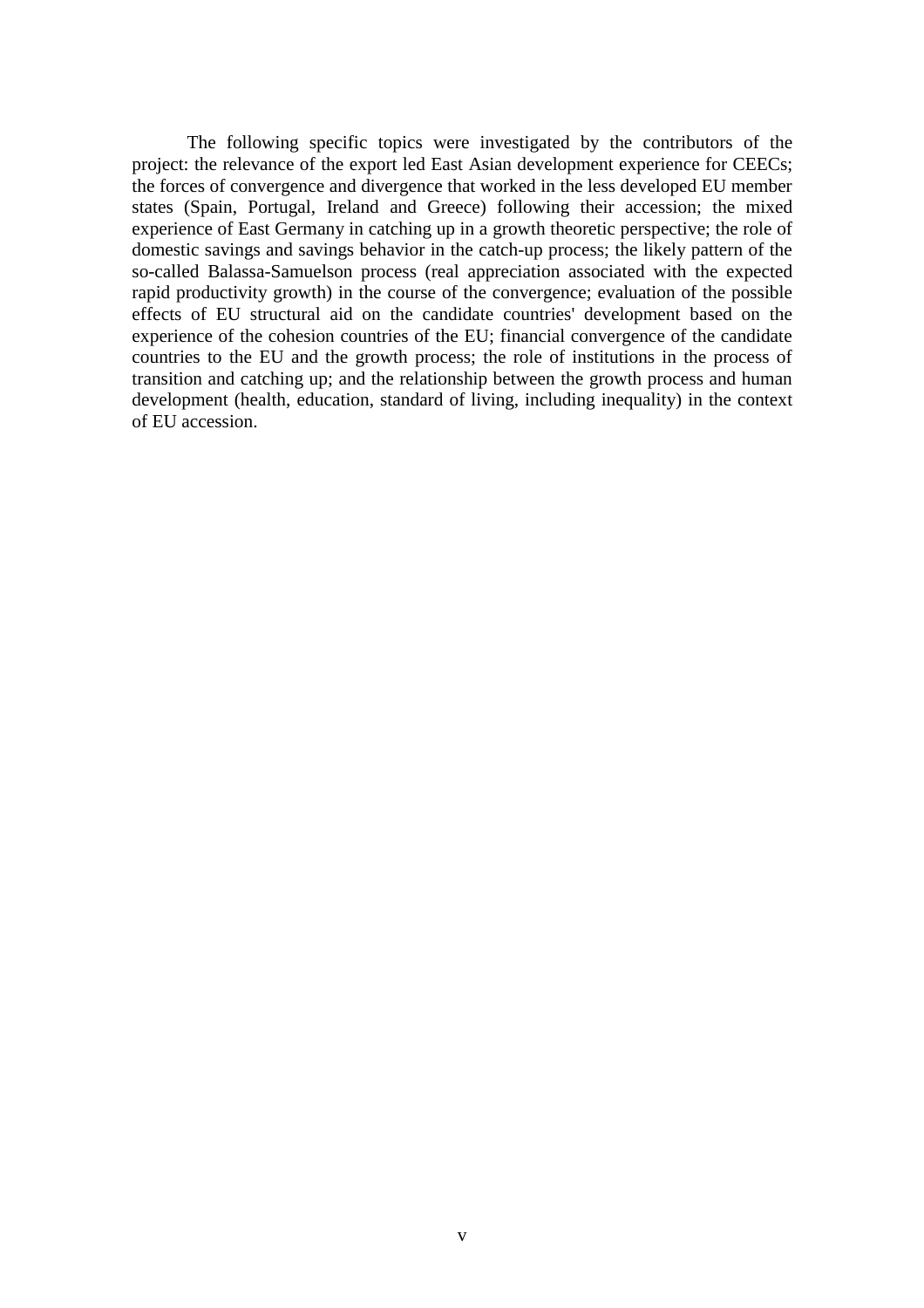The following specific topics were investigated by the contributors of the project: the relevance of the export led East Asian development experience for CEECs; the forces of convergence and divergence that worked in the less developed EU member states (Spain, Portugal, Ireland and Greece) following their accession; the mixed experience of East Germany in catching up in a growth theoretic perspective; the role of domestic savings and savings behavior in the catch-up process; the likely pattern of the so-called Balassa-Samuelson process (real appreciation associated with the expected rapid productivity growth) in the course of the convergence; evaluation of the possible effects of EU structural aid on the candidate countries' development based on the experience of the cohesion countries of the EU; financial convergence of the candidate countries to the EU and the growth process; the role of institutions in the process of transition and catching up; and the relationship between the growth process and human development (health, education, standard of living, including inequality) in the context of EU accession.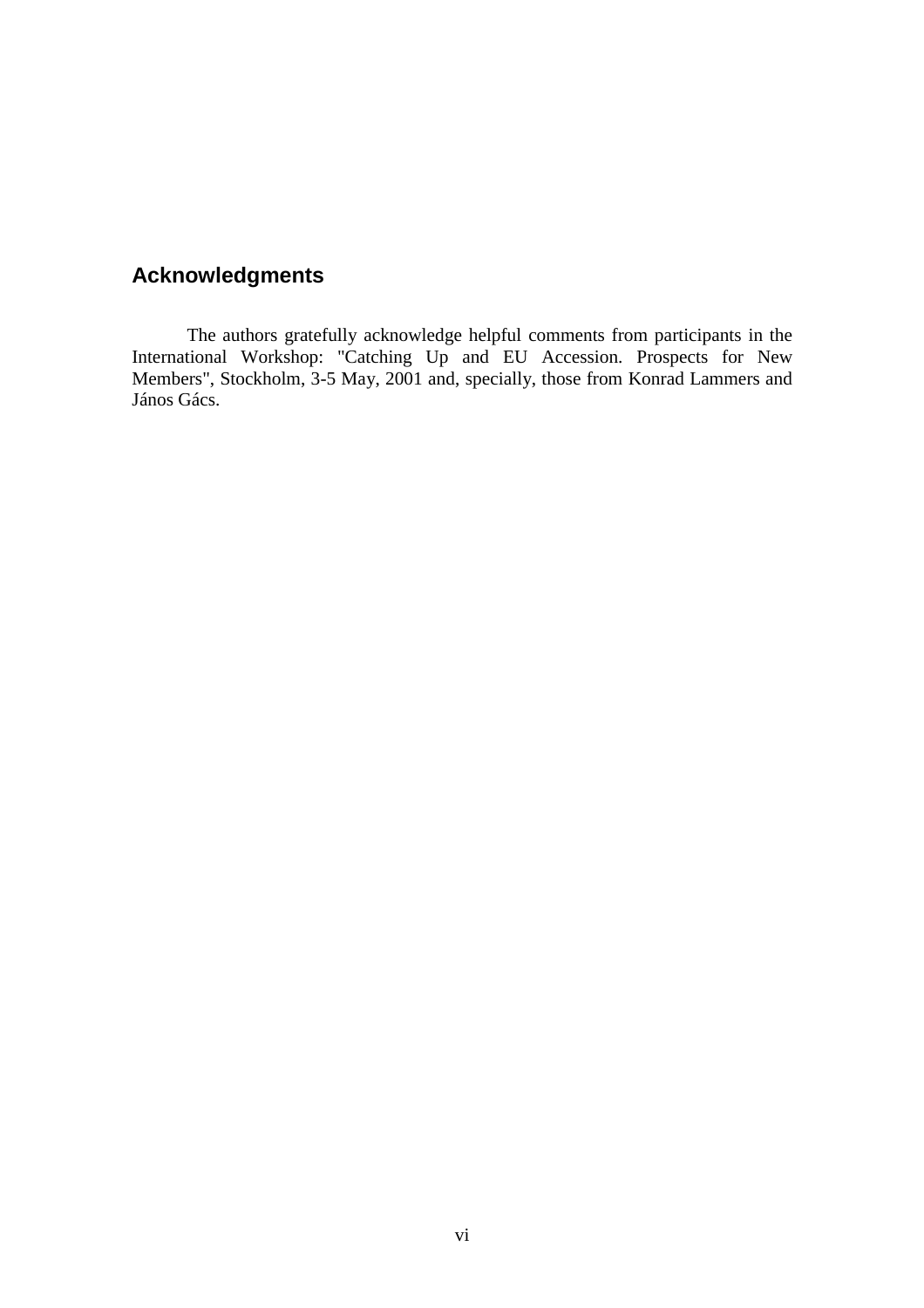## Acknowledgments

The authors gratefully acknowledge helpful comments from participants in the International Workshop: "Catching Up and EU Accession. Prospects for New Members", Stockholm, 3-5 May, 2001 and, specially, those from Konrad Lammers and János Gács.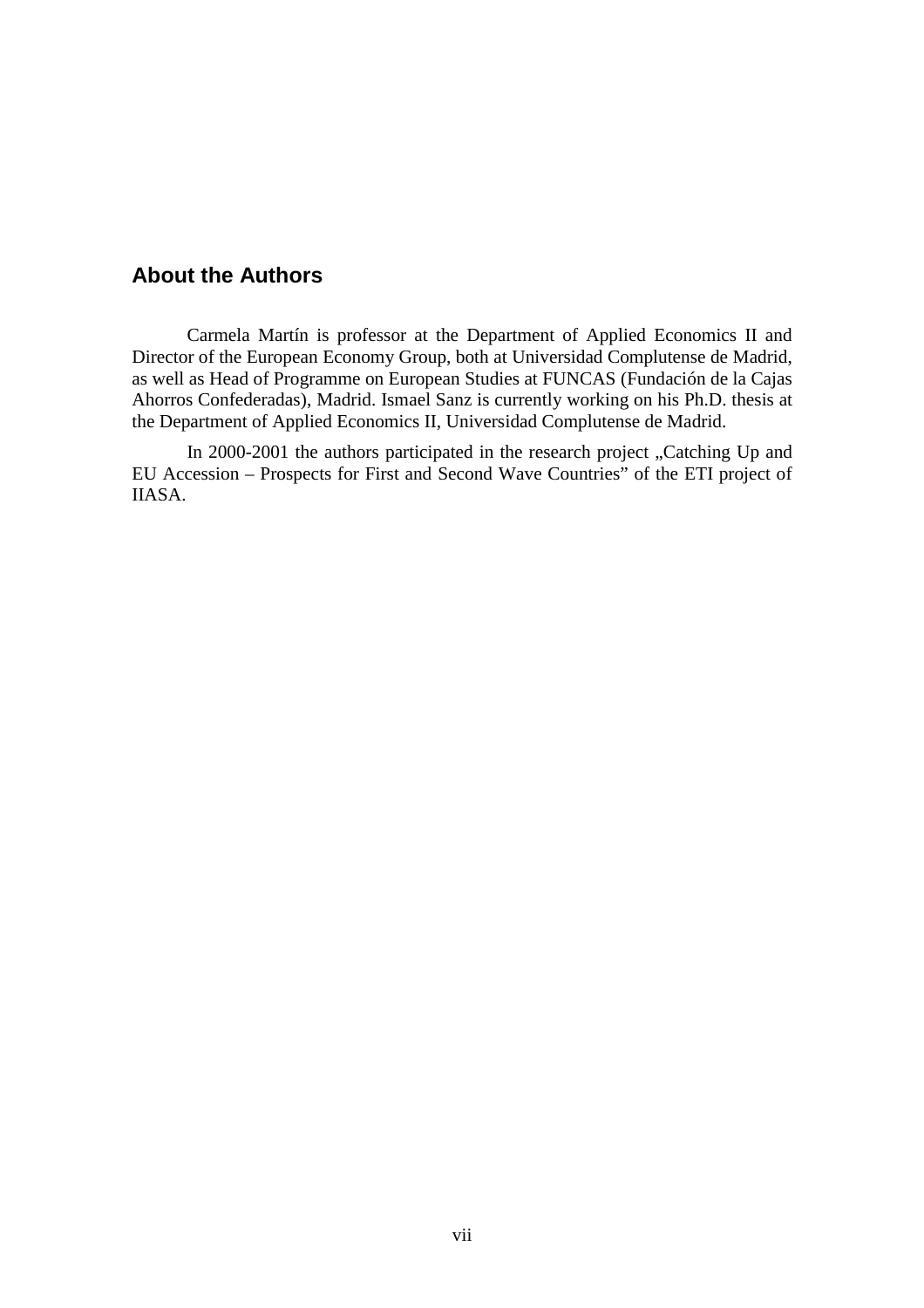## About the Authors

Carmela Martín is professor at the Department of Applied Economics II and Director of the European Economy Group, both at Universidad Complutense de Madrid, as well as Head of Programme on European Studies at FUNCAS (Fundación de la Cajas Ahorros Confederadas), Madrid. Ismael Sanz is currently working on his Ph.D. thesis at the Department of Applied Economics II, Universidad Complutense de Madrid.

In 2000-2001 the authors participated in the research project „Catching Up and EU Accession – Prospects for First and Second Wave Countries" of the ETI project of IIASA.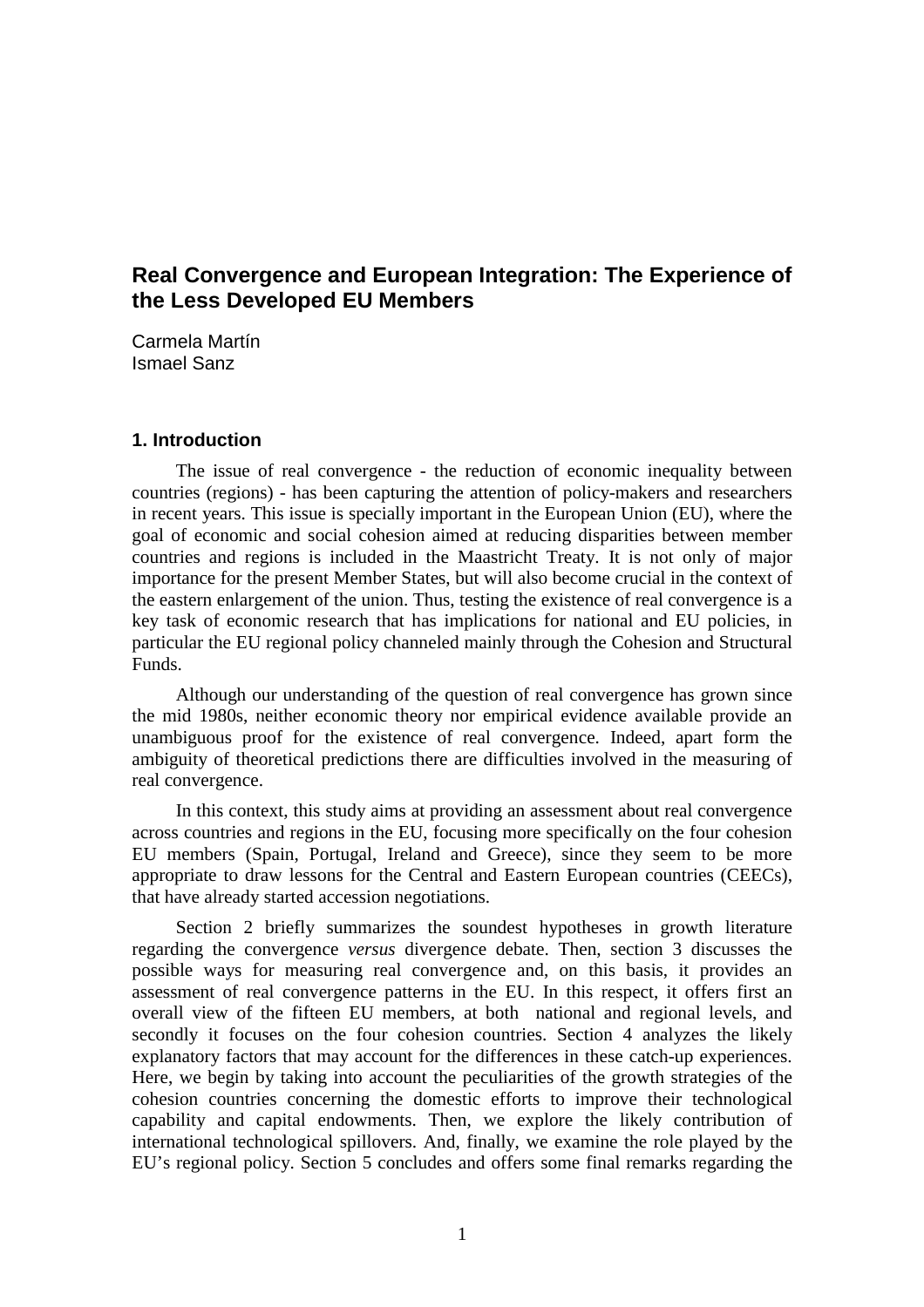# Real Convergence and European Integration: The Experience of the Less Developed EU Members

Carmela Martín
Ismael Sanz

## 1. Introduction

The issue of real convergence - the reduction of economic inequality between countries (regions) - has been capturing the attention of policy-makers and researchers in recent years. This issue is specially important in the European Union (EU), where the goal of economic and social cohesion aimed at reducing disparities between member countries and regions is included in the Maastricht Treaty. It is not only of major importance for the present Member States, but will also become crucial in the context of the eastern enlargement of the union. Thus, testing the existence of real convergence is a key task of economic research that has implications for national and EU policies, in particular the EU regional policy channeled mainly through the Cohesion and Structural Funds.

Although our understanding of the question of real convergence has grown since the mid 1980s, neither economic theory nor empirical evidence available provide an unambiguous proof for the existence of real convergence. Indeed, apart form the ambiguity of theoretical predictions there are difficulties involved in the measuring of real convergence.

In this context, this study aims at providing an assessment about real convergence across countries and regions in the EU, focusing more specifically on the four cohesion EU members (Spain, Portugal, Ireland and Greece), since they seem to be more appropriate to draw lessons for the Central and Eastern European countries (CEECs), that have already started accession negotiations.

Section 2 briefly summarizes the soundest hypotheses in growth literature regarding the convergence *versus* divergence debate. Then, section 3 discusses the possible ways for measuring real convergence and, on this basis, it provides an assessment of real convergence patterns in the EU. In this respect, it offers first an overall view of the fifteen EU members, at both national and regional levels, and secondly it focuses on the four cohesion countries. Section 4 analyzes the likely explanatory factors that may account for the differences in these catch-up experiences. Here, we begin by taking into account the peculiarities of the growth strategies of the cohesion countries concerning the domestic efforts to improve their technological capability and capital endowments. Then, we explore the likely contribution of international technological spillovers. And, finally, we examine the role played by the EU's regional policy. Section 5 concludes and offers some final remarks regarding the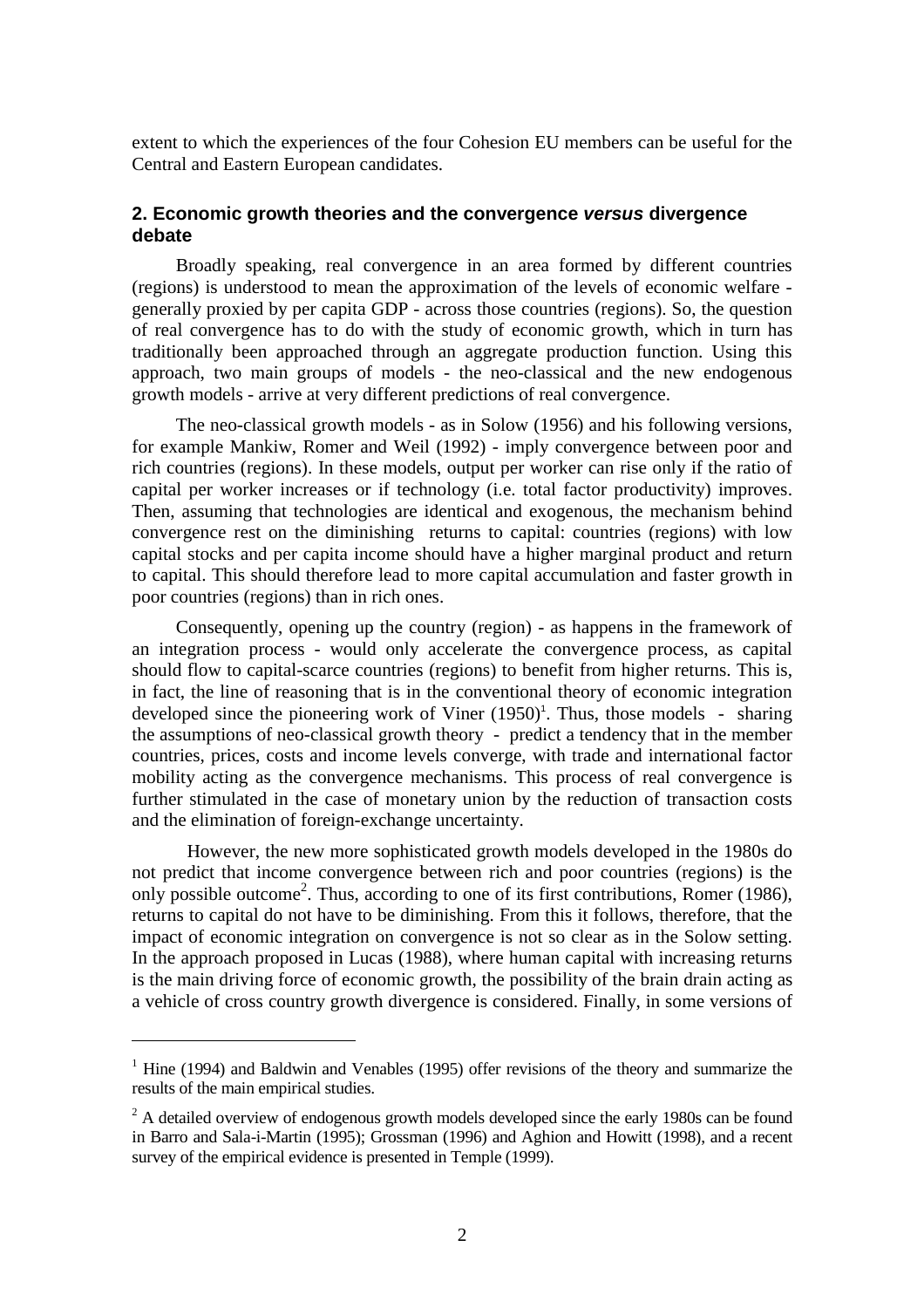extent to which the experiences of the four Cohesion EU members can be useful for the Central and Eastern European candidates.

## 2. Economic growth theories and the convergence *versus* divergence debate

Broadly speaking, real convergence in an area formed by different countries (regions) is understood to mean the approximation of the levels of economic welfare - generally proxied by per capita GDP - across those countries (regions). So, the question of real convergence has to do with the study of economic growth, which in turn has traditionally been approached through an aggregate production function. Using this approach, two main groups of models - the neo-classical and the new endogenous growth models - arrive at very different predictions of real convergence.

The neo-classical growth models - as in Solow (1956) and his following versions, for example Mankiw, Romer and Weil (1992) - imply convergence between poor and rich countries (regions). In these models, output per worker can rise only if the ratio of capital per worker increases or if technology (i.e. total factor productivity) improves. Then, assuming that technologies are identical and exogenous, the mechanism behind convergence rest on the diminishing returns to capital: countries (regions) with low capital stocks and per capita income should have a higher marginal product and return to capital. This should therefore lead to more capital accumulation and faster growth in poor countries (regions) than in rich ones.

Consequently, opening up the country (region) - as happens in the framework of an integration process - would only accelerate the convergence process, as capital should flow to capital-scarce countries (regions) to benefit from higher returns. This is, in fact, the line of reasoning that is in the conventional theory of economic integration developed since the pioneering work of Viner (1950)[1]. Thus, those models - sharing the assumptions of neo-classical growth theory - predict a tendency that in the member countries, prices, costs and income levels converge, with trade and international factor mobility acting as the convergence mechanisms. This process of real convergence is further stimulated in the case of monetary union by the reduction of transaction costs and the elimination of foreign-exchange uncertainty.

However, the new more sophisticated growth models developed in the 1980s do not predict that income convergence between rich and poor countries (regions) is the only possible outcome[2]. Thus, according to one of its first contributions, Romer (1986), returns to capital do not have to be diminishing. From this it follows, therefore, that the impact of economic integration on convergence is not so clear as in the Solow setting. In the approach proposed in Lucas (1988), where human capital with increasing returns is the main driving force of economic growth, the possibility of the brain drain acting as a vehicle of cross country growth divergence is considered. Finally, in some versions of

---

[1] Hine (1994) and Baldwin and Venables (1995) offer revisions of the theory and summarize the results of the main empirical studies.

[2] A detailed overview of endogenous growth models developed since the early 1980s can be found in Barro and Sala-i-Martin (1995); Grossman (1996) and Aghion and Howitt (1998), and a recent survey of the empirical evidence is presented in Temple (1999).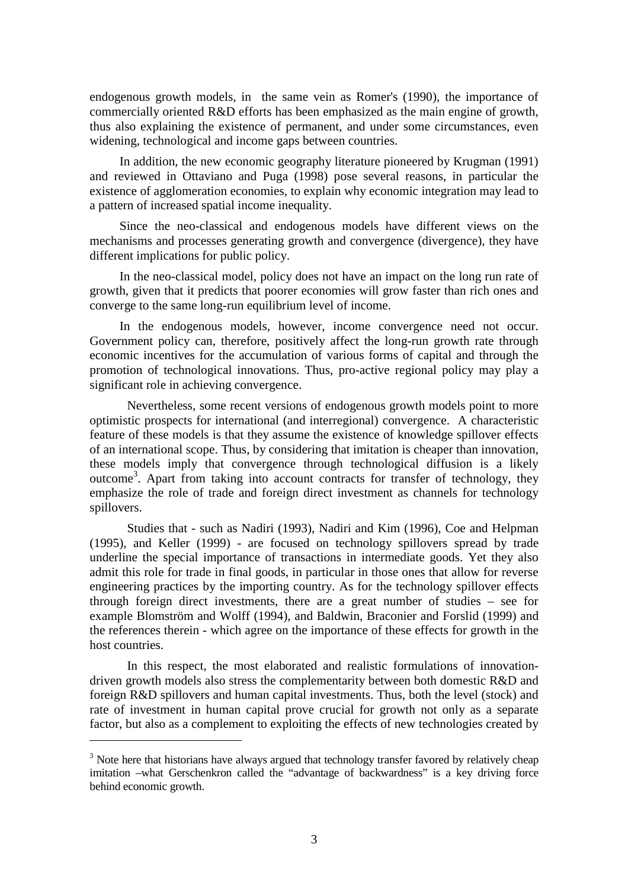endogenous growth models, in the same vein as Romer's (1990), the importance of commercially oriented R&D efforts has been emphasized as the main engine of growth, thus also explaining the existence of permanent, and under some circumstances, even widening, technological and income gaps between countries.

In addition, the new economic geography literature pioneered by Krugman (1991) and reviewed in Ottaviano and Puga (1998) pose several reasons, in particular the existence of agglomeration economies, to explain why economic integration may lead to a pattern of increased spatial income inequality.

Since the neo-classical and endogenous models have different views on the mechanisms and processes generating growth and convergence (divergence), they have different implications for public policy.

In the neo-classical model, policy does not have an impact on the long run rate of growth, given that it predicts that poorer economies will grow faster than rich ones and converge to the same long-run equilibrium level of income.

In the endogenous models, however, income convergence need not occur. Government policy can, therefore, positively affect the long-run growth rate through economic incentives for the accumulation of various forms of capital and through the promotion of technological innovations. Thus, pro-active regional policy may play a significant role in achieving convergence.

Nevertheless, some recent versions of endogenous growth models point to more optimistic prospects for international (and interregional) convergence. A characteristic feature of these models is that they assume the existence of knowledge spillover effects of an international scope. Thus, by considering that imitation is cheaper than innovation, these models imply that convergence through technological diffusion is a likely outcome[3]. Apart from taking into account contracts for transfer of technology, they emphasize the role of trade and foreign direct investment as channels for technology spillovers.

Studies that - such as Nadiri (1993), Nadiri and Kim (1996), Coe and Helpman (1995), and Keller (1999) - are focused on technology spillovers spread by trade underline the special importance of transactions in intermediate goods. Yet they also admit this role for trade in final goods, in particular in those ones that allow for reverse engineering practices by the importing country. As for the technology spillover effects through foreign direct investments, there are a great number of studies – see for example Blomström and Wolff (1994), and Baldwin, Braconier and Forslid (1999) and the references therein - which agree on the importance of these effects for growth in the host countries.

In this respect, the most elaborated and realistic formulations of innovation-driven growth models also stress the complementarity between both domestic R&D and foreign R&D spillovers and human capital investments. Thus, both the level (stock) and rate of investment in human capital prove crucial for growth not only as a separate factor, but also as a complement to exploiting the effects of new technologies created by

[3] Note here that historians have always argued that technology transfer favored by relatively cheap imitation –what Gerschenkron called the "advantage of backwardness" is a key driving force behind economic growth.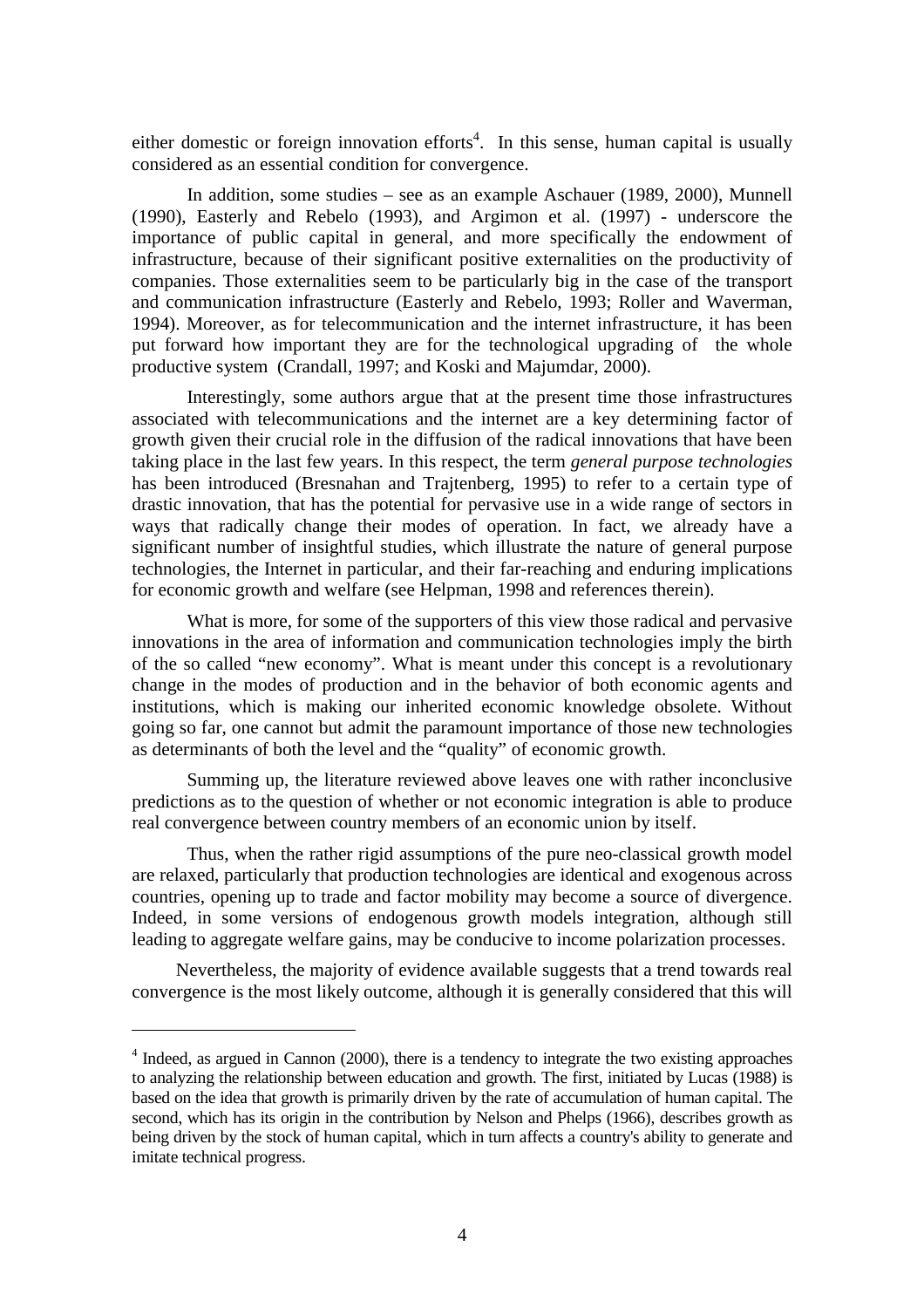either domestic or foreign innovation efforts[4]. In this sense, human capital is usually considered as an essential condition for convergence.

In addition, some studies – see as an example Aschauer (1989, 2000), Munnell (1990), Easterly and Rebelo (1993), and Argimon et al. (1997) - underscore the importance of public capital in general, and more specifically the endowment of infrastructure, because of their significant positive externalities on the productivity of companies. Those externalities seem to be particularly big in the case of the transport and communication infrastructure (Easterly and Rebelo, 1993; Roller and Waverman, 1994). Moreover, as for telecommunication and the internet infrastructure, it has been put forward how important they are for the technological upgrading of the whole productive system (Crandall, 1997; and Koski and Majumdar, 2000).

Interestingly, some authors argue that at the present time those infrastructures associated with telecommunications and the internet are a key determining factor of growth given their crucial role in the diffusion of the radical innovations that have been taking place in the last few years. In this respect, the term *general purpose technologies* has been introduced (Bresnahan and Trajtenberg, 1995) to refer to a certain type of drastic innovation, that has the potential for pervasive use in a wide range of sectors in ways that radically change their modes of operation. In fact, we already have a significant number of insightful studies, which illustrate the nature of general purpose technologies, the Internet in particular, and their far-reaching and enduring implications for economic growth and welfare (see Helpman, 1998 and references therein).

What is more, for some of the supporters of this view those radical and pervasive innovations in the area of information and communication technologies imply the birth of the so called "new economy". What is meant under this concept is a revolutionary change in the modes of production and in the behavior of both economic agents and institutions, which is making our inherited economic knowledge obsolete. Without going so far, one cannot but admit the paramount importance of those new technologies as determinants of both the level and the "quality" of economic growth.

Summing up, the literature reviewed above leaves one with rather inconclusive predictions as to the question of whether or not economic integration is able to produce real convergence between country members of an economic union by itself.

Thus, when the rather rigid assumptions of the pure neo-classical growth model are relaxed, particularly that production technologies are identical and exogenous across countries, opening up to trade and factor mobility may become a source of divergence. Indeed, in some versions of endogenous growth models integration, although still leading to aggregate welfare gains, may be conducive to income polarization processes.

Nevertheless, the majority of evidence available suggests that a trend towards real convergence is the most likely outcome, although it is generally considered that this will

[4] Indeed, as argued in Cannon (2000), there is a tendency to integrate the two existing approaches to analyzing the relationship between education and growth. The first, initiated by Lucas (1988) is based on the idea that growth is primarily driven by the rate of accumulation of human capital. The second, which has its origin in the contribution by Nelson and Phelps (1966), describes growth as being driven by the stock of human capital, which in turn affects a country's ability to generate and imitate technical progress.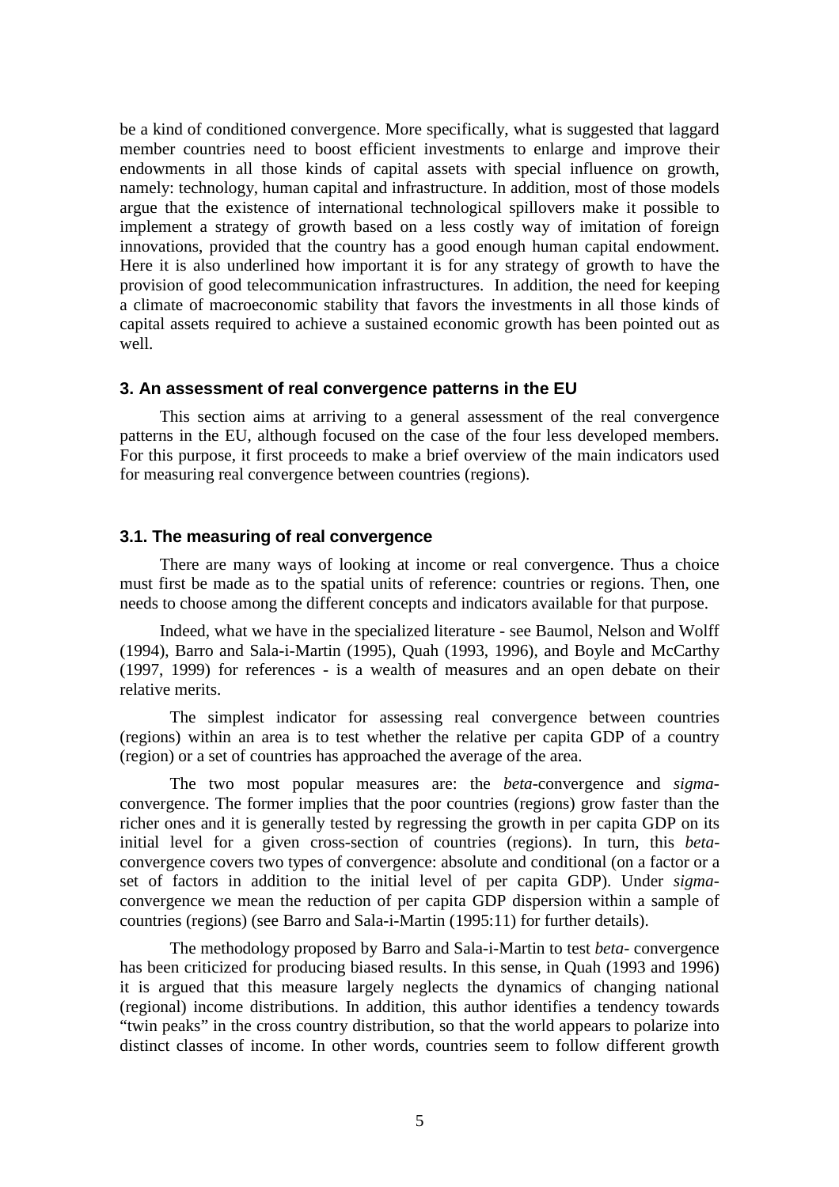be a kind of conditioned convergence. More specifically, what is suggested that laggard member countries need to boost efficient investments to enlarge and improve their endowments in all those kinds of capital assets with special influence on growth, namely: technology, human capital and infrastructure. In addition, most of those models argue that the existence of international technological spillovers make it possible to implement a strategy of growth based on a less costly way of imitation of foreign innovations, provided that the country has a good enough human capital endowment. Here it is also underlined how important it is for any strategy of growth to have the provision of good telecommunication infrastructures. In addition, the need for keeping a climate of macroeconomic stability that favors the investments in all those kinds of capital assets required to achieve a sustained economic growth has been pointed out as well.

## 3. An assessment of real convergence patterns in the EU

This section aims at arriving to a general assessment of the real convergence patterns in the EU, although focused on the case of the four less developed members. For this purpose, it first proceeds to make a brief overview of the main indicators used for measuring real convergence between countries (regions).

### 3.1. The measuring of real convergence

There are many ways of looking at income or real convergence. Thus a choice must first be made as to the spatial units of reference: countries or regions. Then, one needs to choose among the different concepts and indicators available for that purpose.

Indeed, what we have in the specialized literature - see Baumol, Nelson and Wolff (1994), Barro and Sala-i-Martin (1995), Quah (1993, 1996), and Boyle and McCarthy (1997, 1999) for references - is a wealth of measures and an open debate on their relative merits.

The simplest indicator for assessing real convergence between countries (regions) within an area is to test whether the relative per capita GDP of a country (region) or a set of countries has approached the average of the area.

The two most popular measures are: the *beta*-convergence and *sigma*-convergence. The former implies that the poor countries (regions) grow faster than the richer ones and it is generally tested by regressing the growth in per capita GDP on its initial level for a given cross-section of countries (regions). In turn, this *beta*-convergence covers two types of convergence: absolute and conditional (on a factor or a set of factors in addition to the initial level of per capita GDP). Under *sigma*-convergence we mean the reduction of per capita GDP dispersion within a sample of countries (regions) (see Barro and Sala-i-Martin (1995:11) for further details).

The methodology proposed by Barro and Sala-i-Martin to test *beta*- convergence has been criticized for producing biased results. In this sense, in Quah (1993 and 1996) it is argued that this measure largely neglects the dynamics of changing national (regional) income distributions. In addition, this author identifies a tendency towards "twin peaks" in the cross country distribution, so that the world appears to polarize into distinct classes of income. In other words, countries seem to follow different growth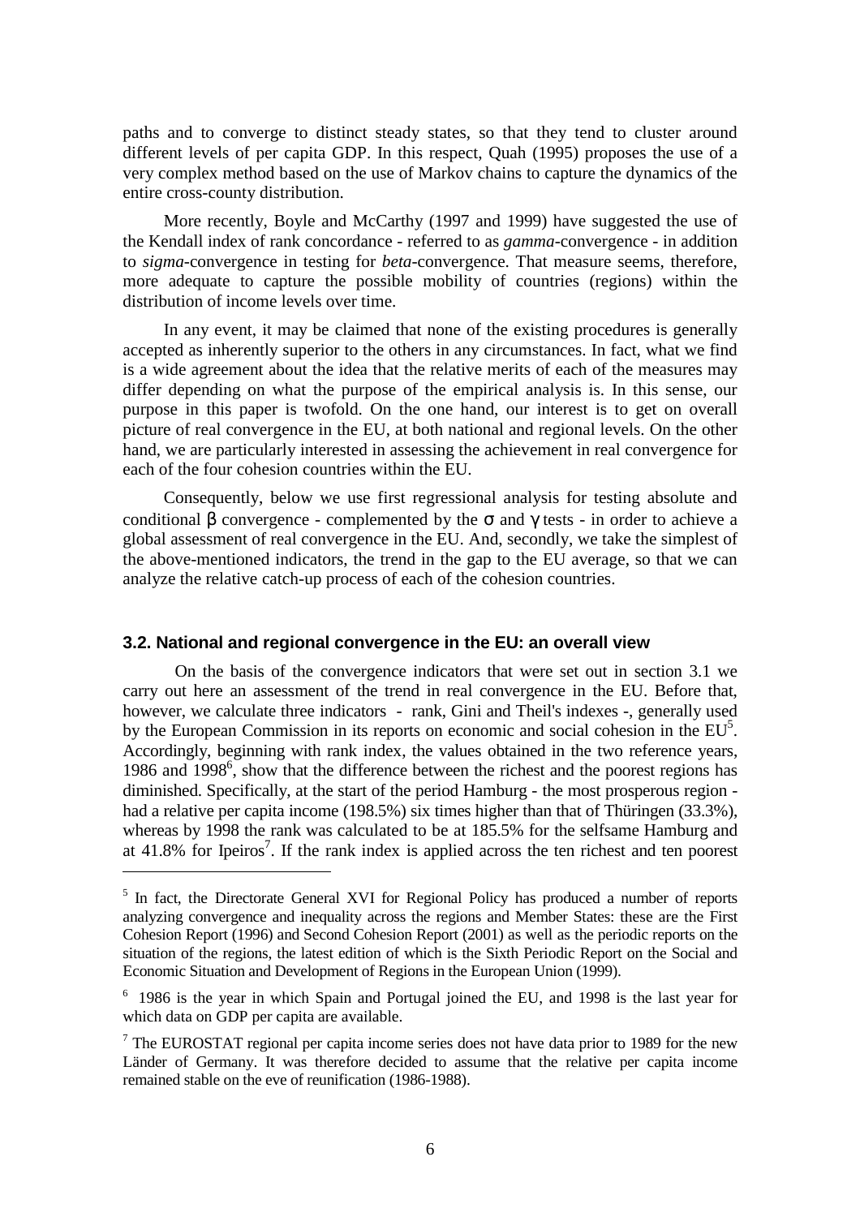paths and to converge to distinct steady states, so that they tend to cluster around different levels of per capita GDP. In this respect, Quah (1995) proposes the use of a very complex method based on the use of Markov chains to capture the dynamics of the entire cross-county distribution.

More recently, Boyle and McCarthy (1997 and 1999) have suggested the use of the Kendall index of rank concordance - referred to as *gamma*-convergence - in addition to *sigma*-convergence in testing for *beta*-convergence. That measure seems, therefore, more adequate to capture the possible mobility of countries (regions) within the distribution of income levels over time.

In any event, it may be claimed that none of the existing procedures is generally accepted as inherently superior to the others in any circumstances. In fact, what we find is a wide agreement about the idea that the relative merits of each of the measures may differ depending on what the purpose of the empirical analysis is. In this sense, our purpose in this paper is twofold. On the one hand, our interest is to get on overall picture of real convergence in the EU, at both national and regional levels. On the other hand, we are particularly interested in assessing the achievement in real convergence for each of the four cohesion countries within the EU.

Consequently, below we use first regressional analysis for testing absolute and conditional $\beta$ convergence - complemented by the $\sigma$ and $\gamma$ tests - in order to achieve a global assessment of real convergence in the EU. And, secondly, we take the simplest of the above-mentioned indicators, the trend in the gap to the EU average, so that we can analyze the relative catch-up process of each of the cohesion countries.

### 3.2. National and regional convergence in the EU: an overall view

On the basis of the convergence indicators that were set out in section 3.1 we carry out here an assessment of the trend in real convergence in the EU. Before that, however, we calculate three indicators - rank, Gini and Theil's indexes -, generally used by the European Commission in its reports on economic and social cohesion in the EU[5]. Accordingly, beginning with rank index, the values obtained in the two reference years, 1986 and 1998[6], show that the difference between the richest and the poorest regions has diminished. Specifically, at the start of the period Hamburg - the most prosperous region - had a relative per capita income (198.5%) six times higher than that of Thüringen (33.3%), whereas by 1998 the rank was calculated to be at 185.5% for the selfsame Hamburg and at 41.8% for Ipeiros[7]. If the rank index is applied across the ten richest and ten poorest

[5] In fact, the Directorate General XVI for Regional Policy has produced a number of reports analyzing convergence and inequality across the regions and Member States: these are the First Cohesion Report (1996) and Second Cohesion Report (2001) as well as the periodic reports on the situation of the regions, the latest edition of which is the Sixth Periodic Report on the Social and Economic Situation and Development of Regions in the European Union (1999).

[6] 1986 is the year in which Spain and Portugal joined the EU, and 1998 is the last year for which data on GDP per capita are available.

[7] The EUROSTAT regional per capita income series does not have data prior to 1989 for the new Länder of Germany. It was therefore decided to assume that the relative per capita income remained stable on the eve of reunification (1986-1988).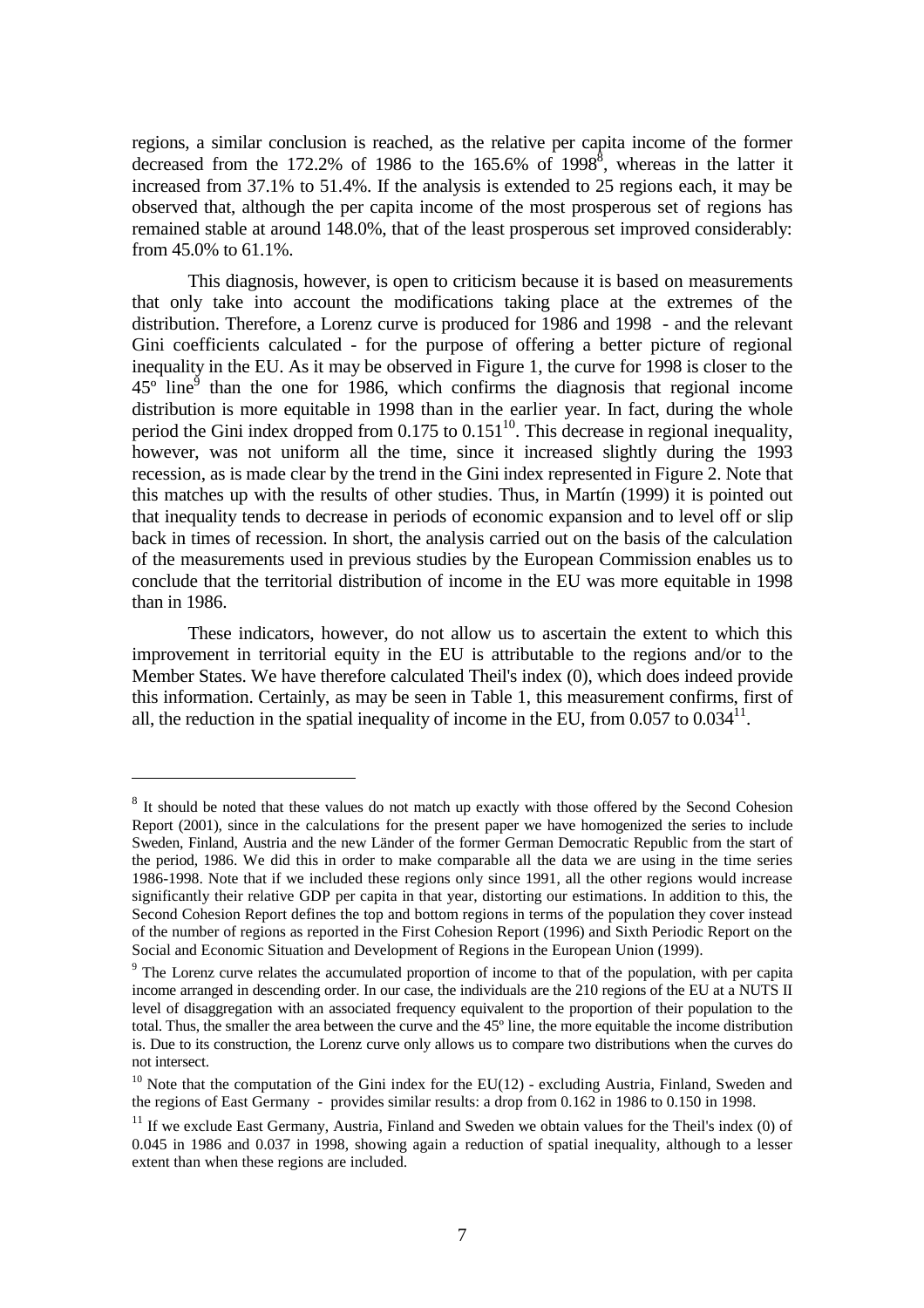regions, a similar conclusion is reached, as the relative per capita income of the former decreased from the 172.2% of 1986 to the 165.6% of 1998[8], whereas in the latter it increased from 37.1% to 51.4%. If the analysis is extended to 25 regions each, it may be observed that, although the per capita income of the most prosperous set of regions has remained stable at around 148.0%, that of the least prosperous set improved considerably: from 45.0% to 61.1%.

This diagnosis, however, is open to criticism because it is based on measurements that only take into account the modifications taking place at the extremes of the distribution. Therefore, a Lorenz curve is produced for 1986 and 1998 - and the relevant Gini coefficients calculated - for the purpose of offering a better picture of regional inequality in the EU. As it may be observed in Figure 1, the curve for 1998 is closer to the 45º line[9] than the one for 1986, which confirms the diagnosis that regional income distribution is more equitable in 1998 than in the earlier year. In fact, during the whole period the Gini index dropped from 0.175 to 0.151[10]. This decrease in regional inequality, however, was not uniform all the time, since it increased slightly during the 1993 recession, as is made clear by the trend in the Gini index represented in Figure 2. Note that this matches up with the results of other studies. Thus, in Martín (1999) it is pointed out that inequality tends to decrease in periods of economic expansion and to level off or slip back in times of recession. In short, the analysis carried out on the basis of the calculation of the measurements used in previous studies by the European Commission enables us to conclude that the territorial distribution of income in the EU was more equitable in 1998 than in 1986.

These indicators, however, do not allow us to ascertain the extent to which this improvement in territorial equity in the EU is attributable to the regions and/or to the Member States. We have therefore calculated Theil's index (0), which does indeed provide this information. Certainly, as may be seen in Table 1, this measurement confirms, first of all, the reduction in the spatial inequality of income in the EU, from 0.057 to 0.034[11].

---

[8] It should be noted that these values do not match up exactly with those offered by the Second Cohesion Report (2001), since in the calculations for the present paper we have homogenized the series to include Sweden, Finland, Austria and the new Länder of the former German Democratic Republic from the start of the period, 1986. We did this in order to make comparable all the data we are using in the time series 1986-1998. Note that if we included these regions only since 1991, all the other regions would increase significantly their relative GDP per capita in that year, distorting our estimations. In addition to this, the Second Cohesion Report defines the top and bottom regions in terms of the population they cover instead of the number of regions as reported in the First Cohesion Report (1996) and Sixth Periodic Report on the Social and Economic Situation and Development of Regions in the European Union (1999).

[9] The Lorenz curve relates the accumulated proportion of income to that of the population, with per capita income arranged in descending order. In our case, the individuals are the 210 regions of the EU at a NUTS II level of disaggregation with an associated frequency equivalent to the proportion of their population to the total. Thus, the smaller the area between the curve and the 45º line, the more equitable the income distribution is. Due to its construction, the Lorenz curve only allows us to compare two distributions when the curves do not intersect.

[10] Note that the computation of the Gini index for the EU(12) - excluding Austria, Finland, Sweden and the regions of East Germany - provides similar results: a drop from 0.162 in 1986 to 0.150 in 1998.

[11] If we exclude East Germany, Austria, Finland and Sweden we obtain values for the Theil's index (0) of 0.045 in 1986 and 0.037 in 1998, showing again a reduction of spatial inequality, although to a lesser extent than when these regions are included.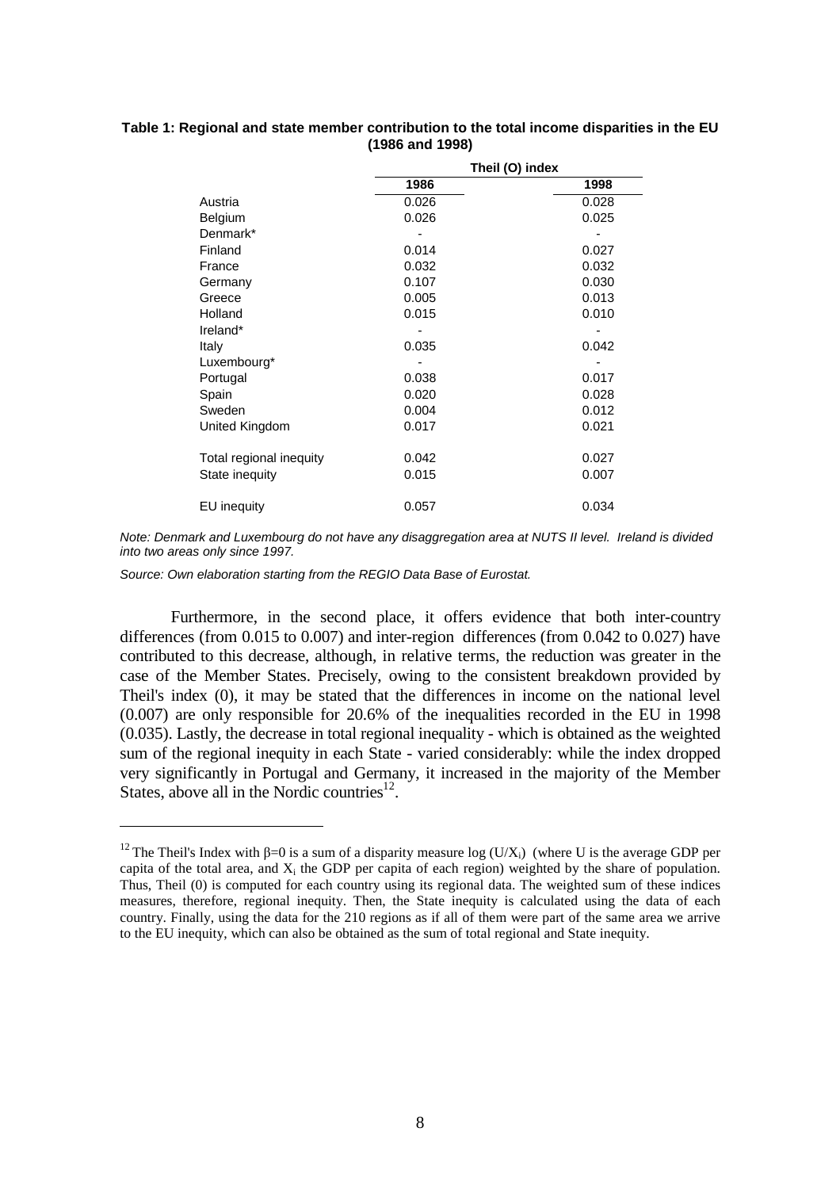**Table 1: Regional and state member contribution to the total income disparities in the EU (1986 and 1998)**

| | Theil (O) index | |
|---|---|---|
| | **1986** | **1998** |
| Austria | 0.026 | 0.028 |
| Belgium | 0.026 | 0.025 |
| Denmark* | - | - |
| Finland | 0.014 | 0.027 |
| France | 0.032 | 0.032 |
| Germany | 0.107 | 0.030 |
| Greece | 0.005 | 0.013 |
| Holland | 0.015 | 0.010 |
| Ireland* | - | - |
| Italy | 0.035 | 0.042 |
| Luxembourg* | - | - |
| Portugal | 0.038 | 0.017 |
| Spain | 0.020 | 0.028 |
| Sweden | 0.004 | 0.012 |
| United Kingdom | 0.017 | 0.021 |
| Total regional inequity | 0.042 | 0.027 |
| State inequity | 0.015 | 0.007 |
| EU inequity | 0.057 | 0.034 |

*Note: Denmark and Luxembourg do not have any disaggregation area at NUTS II level. Ireland is divided into two areas only since 1997.*

*Source: Own elaboration starting from the REGIO Data Base of Eurostat.*

Furthermore, in the second place, it offers evidence that both inter-country differences (from 0.015 to 0.007) and inter-region differences (from 0.042 to 0.027) have contributed to this decrease, although, in relative terms, the reduction was greater in the case of the Member States. Precisely, owing to the consistent breakdown provided by Theil's index (0), it may be stated that the differences in income on the national level (0.007) are only responsible for 20.6% of the inequalities recorded in the EU in 1998 (0.035). Lastly, the decrease in total regional inequality - which is obtained as the weighted sum of the regional inequity in each State - varied considerably: while the index dropped very significantly in Portugal and Germany, it increased in the majority of the Member States, above all in the Nordic countries[12].

---

[12] The Theil's Index with $\beta=0$ is a sum of a disparity measure log $(U/X_i)$ (where U is the average GDP per capita of the total area, and $X_i$ the GDP per capita of each region) weighted by the share of population. Thus, Theil (0) is computed for each country using its regional data. The weighted sum of these indices measures, therefore, regional inequity. Then, the State inequity is calculated using the data of each country. Finally, using the data for the 210 regions as if all of them were part of the same area we arrive to the EU inequity, which can also be obtained as the sum of total regional and State inequity.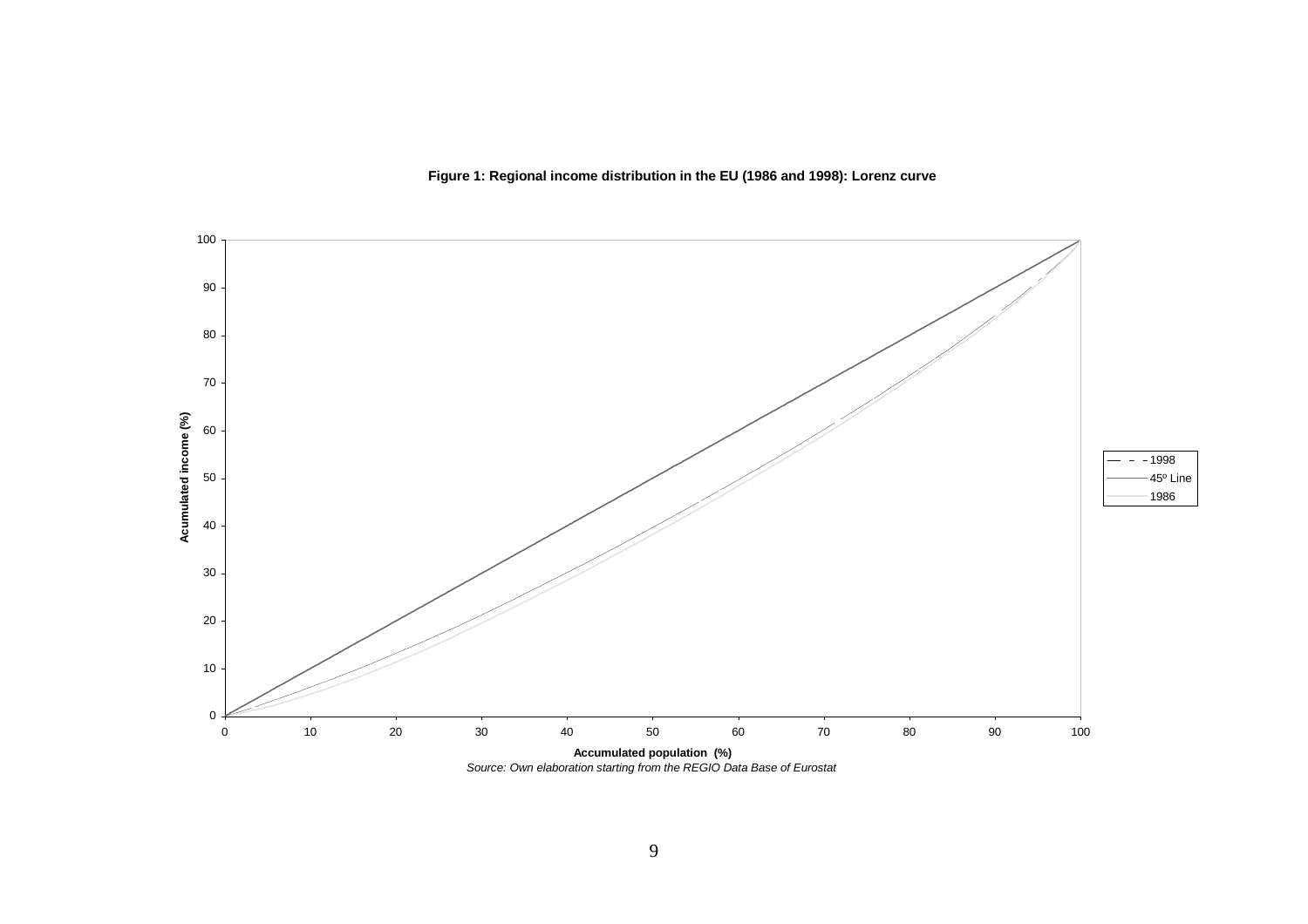**Figure 1: Regional income distribution in the EU (1986 and 1998): Lorenz curve**

*Source: Own elaboration starting from the REGIO Data Base of Eurostat*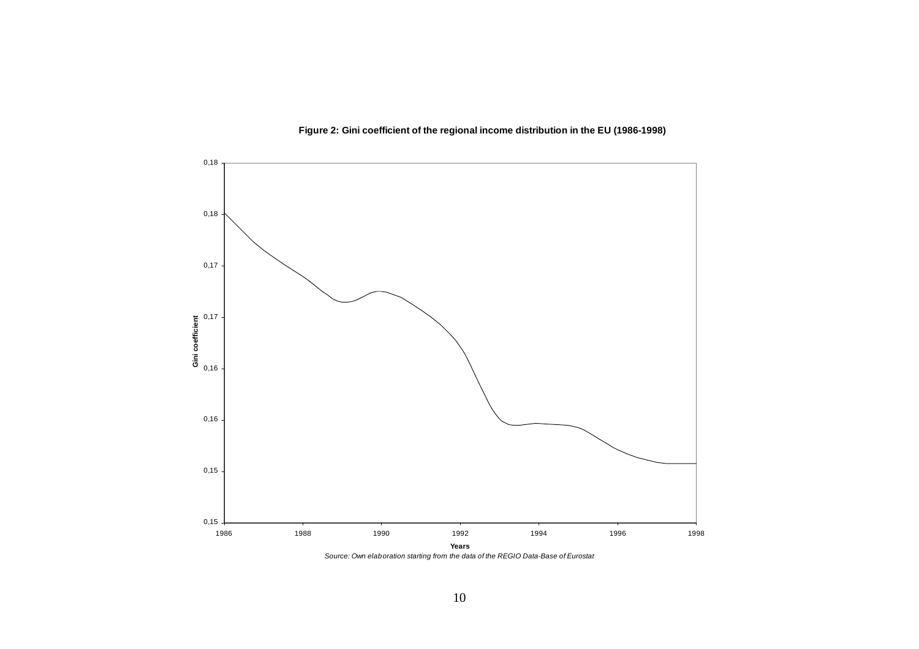**Figure 2: Gini coefficient of the regional income distribution in the EU (1986-1998)**

*Source: Own elaboration starting from the data of the REGIO Data-Base of Eurostat*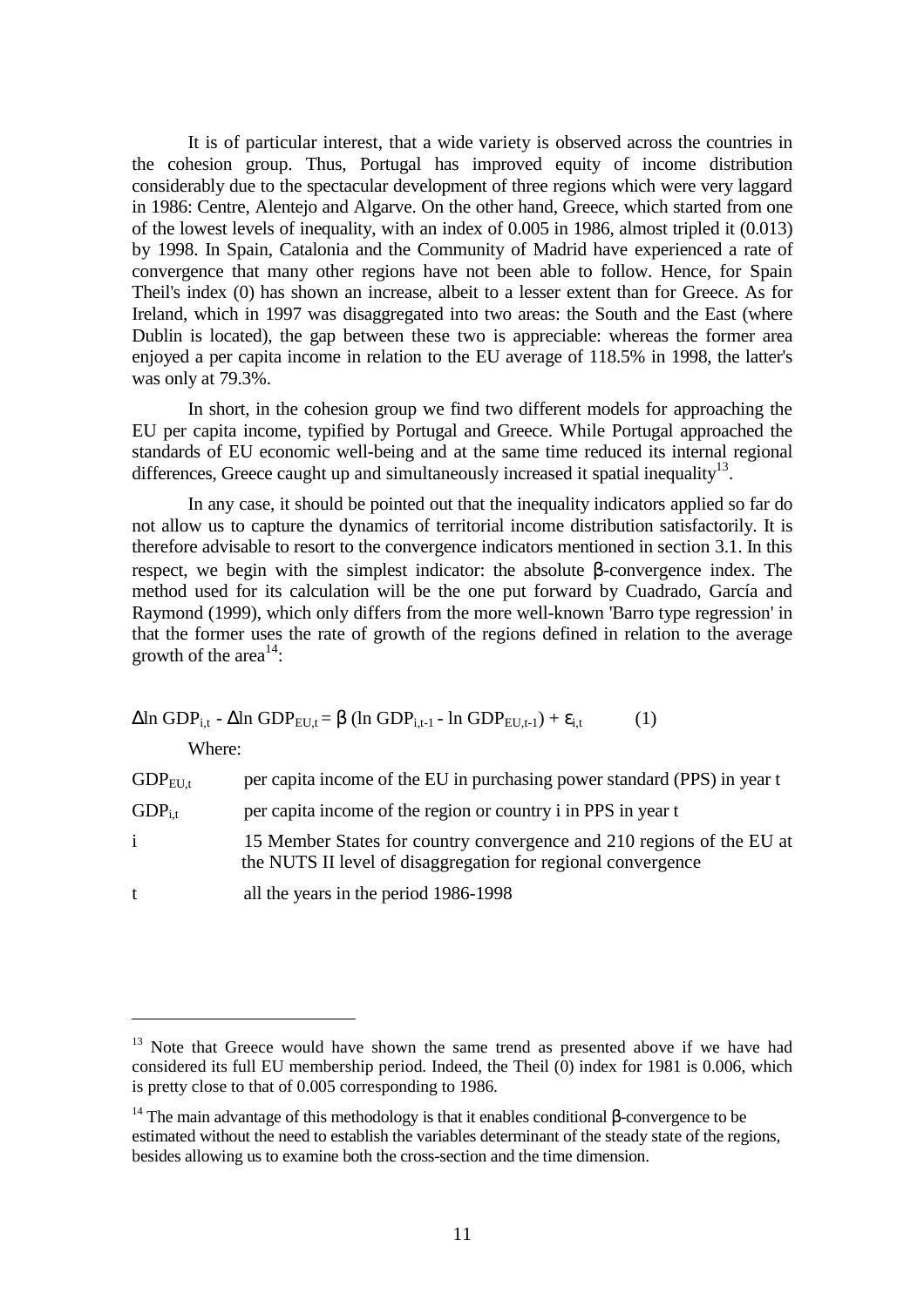It is of particular interest, that a wide variety is observed across the countries in the cohesion group. Thus, Portugal has improved equity of income distribution considerably due to the spectacular development of three regions which were very laggard in 1986: Centre, Alentejo and Algarve. On the other hand, Greece, which started from one of the lowest levels of inequality, with an index of 0.005 in 1986, almost tripled it (0.013) by 1998. In Spain, Catalonia and the Community of Madrid have experienced a rate of convergence that many other regions have not been able to follow. Hence, for Spain Theil's index (0) has shown an increase, albeit to a lesser extent than for Greece. As for Ireland, which in 1997 was disaggregated into two areas: the South and the East (where Dublin is located), the gap between these two is appreciable: whereas the former area enjoyed a per capita income in relation to the EU average of 118.5% in 1998, the latter's was only at 79.3%.

In short, in the cohesion group we find two different models for approaching the EU per capita income, typified by Portugal and Greece. While Portugal approached the standards of EU economic well-being and at the same time reduced its internal regional differences, Greece caught up and simultaneously increased it spatial inequality[13].

In any case, it should be pointed out that the inequality indicators applied so far do not allow us to capture the dynamics of territorial income distribution satisfactorily. It is therefore advisable to resort to the convergence indicators mentioned in section 3.1. In this respect, we begin with the simplest indicator: the absolute β-convergence index. The method used for its calculation will be the one put forward by Cuadrado, García and Raymond (1999), which only differs from the more well-known 'Barro type regression' in that the former uses the rate of growth of the regions defined in relation to the average growth of the area[14]:

$$\Delta \ln GDP_{i,t} - \Delta \ln GDP_{EU,t} = \beta\,(\ln GDP_{i,t-1} - \ln GDP_{EU,t-1}) + \varepsilon_{i,t} \qquad (1)$$

Where:

| | |
|---|---|
| $GDP_{EU,t}$ | per capita income of the EU in purchasing power standard (PPS) in year t |
| $GDP_{i,t}$ | per capita income of the region or country i in PPS in year t |
| i | 15 Member States for country convergence and 210 regions of the EU at the NUTS II level of disaggregation for regional convergence |
| t | all the years in the period 1986-1998 |

---

[13] Note that Greece would have shown the same trend as presented above if we have had considered its full EU membership period. Indeed, the Theil (0) index for 1981 is 0.006, which is pretty close to that of 0.005 corresponding to 1986.

[14] The main advantage of this methodology is that it enables conditional β-convergence to be estimated without the need to establish the variables determinant of the steady state of the regions, besides allowing us to examine both the cross-section and the time dimension.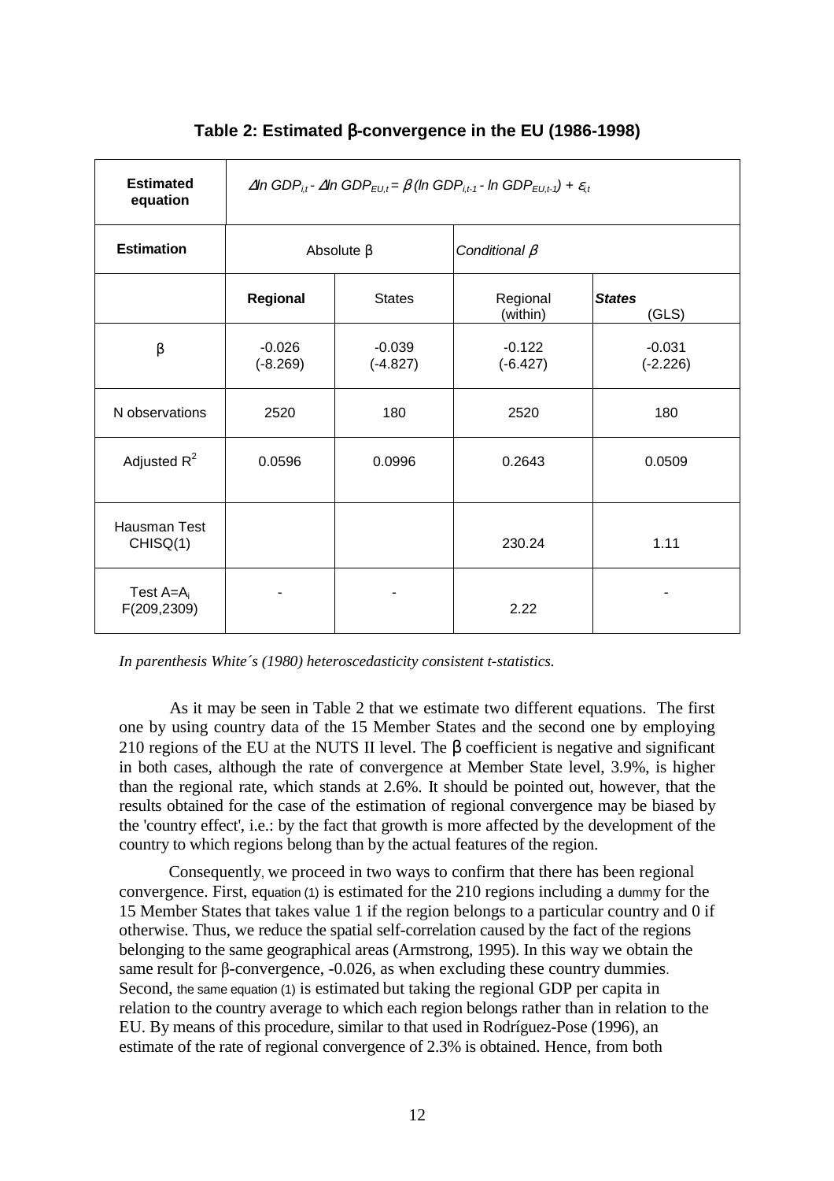**Table 2: Estimated β-convergence in the EU (1986-1998)**

| **Estimated equation** | $\Delta ln\ GDP_{i,t} - \Delta ln\ GDP_{EU,t} = \beta\ (ln\ GDP_{i,t-1} - ln\ GDP_{EU,t-1}) + \varepsilon_{i,t}$ | | | |
|---|---|---|---|---|
| **Estimation** | Absolute β | | *Conditional β* | |
| | **Regional** | States | Regional (within) | ***States*** (GLS) |
| β | -0.026 (-8.269) | -0.039 (-4.827) | -0.122 (-6.427) | -0.031 (-2.226) |
| N observations | 2520 | 180 | 2520 | 180 |
| Adjusted $R^2$ | 0.0596 | 0.0996 | 0.2643 | 0.0509 |
| Hausman Test CHISQ(1) | | | 230.24 | 1.11 |
| Test $A=A_i$ F(209,2309) | - | - | 2.22 | - |

*In parenthesis White´s (1980) heteroscedasticity consistent t-statistics.*

As it may be seen in Table 2 that we estimate two different equations. The first one by using country data of the 15 Member States and the second one by employing 210 regions of the EU at the NUTS II level. The β coefficient is negative and significant in both cases, although the rate of convergence at Member State level, 3.9%, is higher than the regional rate, which stands at 2.6%. It should be pointed out, however, that the results obtained for the case of the estimation of regional convergence may be biased by the 'country effect', i.e.: by the fact that growth is more affected by the development of the country to which regions belong than by the actual features of the region.

Consequently, we proceed in two ways to confirm that there has been regional convergence. First, equation (1) is estimated for the 210 regions including a dummy for the 15 Member States that takes value 1 if the region belongs to a particular country and 0 if otherwise. Thus, we reduce the spatial self-correlation caused by the fact of the regions belonging to the same geographical areas (Armstrong, 1995). In this way we obtain the same result for β-convergence, -0.026, as when excluding these country dummies. Second, the same equation (1) is estimated but taking the regional GDP per capita in relation to the country average to which each region belongs rather than in relation to the EU. By means of this procedure, similar to that used in Rodríguez-Pose (1996), an estimate of the rate of regional convergence of 2.3% is obtained. Hence, from both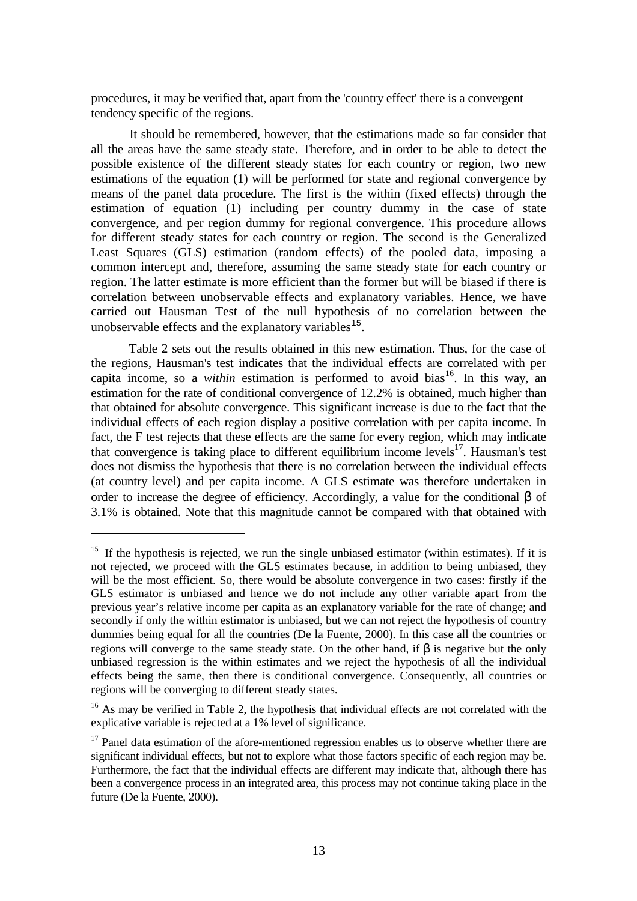procedures, it may be verified that, apart from the 'country effect' there is a convergent tendency specific of the regions.

It should be remembered, however, that the estimations made so far consider that all the areas have the same steady state. Therefore, and in order to be able to detect the possible existence of the different steady states for each country or region, two new estimations of the equation (1) will be performed for state and regional convergence by means of the panel data procedure. The first is the within (fixed effects) through the estimation of equation (1) including per country dummy in the case of state convergence, and per region dummy for regional convergence. This procedure allows for different steady states for each country or region. The second is the Generalized Least Squares (GLS) estimation (random effects) of the pooled data, imposing a common intercept and, therefore, assuming the same steady state for each country or region. The latter estimate is more efficient than the former but will be biased if there is correlation between unobservable effects and explanatory variables. Hence, we have carried out Hausman Test of the null hypothesis of no correlation between the unobservable effects and the explanatory variables[15].

Table 2 sets out the results obtained in this new estimation. Thus, for the case of the regions, Hausman's test indicates that the individual effects are correlated with per capita income, so a *within* estimation is performed to avoid bias[16]. In this way, an estimation for the rate of conditional convergence of 12.2% is obtained, much higher than that obtained for absolute convergence. This significant increase is due to the fact that the individual effects of each region display a positive correlation with per capita income. In fact, the F test rejects that these effects are the same for every region, which may indicate that convergence is taking place to different equilibrium income levels[17]. Hausman's test does not dismiss the hypothesis that there is no correlation between the individual effects (at country level) and per capita income. A GLS estimate was therefore undertaken in order to increase the degree of efficiency. Accordingly, a value for the conditional $\beta$ of 3.1% is obtained. Note that this magnitude cannot be compared with that obtained with

---

[15] If the hypothesis is rejected, we run the single unbiased estimator (within estimates). If it is not rejected, we proceed with the GLS estimates because, in addition to being unbiased, they will be the most efficient. So, there would be absolute convergence in two cases: firstly if the GLS estimator is unbiased and hence we do not include any other variable apart from the previous year's relative income per capita as an explanatory variable for the rate of change; and secondly if only the within estimator is unbiased, but we can not reject the hypothesis of country dummies being equal for all the countries (De la Fuente, 2000). In this case all the countries or regions will converge to the same steady state. On the other hand, if $\beta$ is negative but the only unbiased regression is the within estimates and we reject the hypothesis of all the individual effects being the same, then there is conditional convergence. Consequently, all countries or regions will be converging to different steady states.

[16] As may be verified in Table 2, the hypothesis that individual effects are not correlated with the explicative variable is rejected at a 1% level of significance.

[17] Panel data estimation of the afore-mentioned regression enables us to observe whether there are significant individual effects, but not to explore what those factors specific of each region may be. Furthermore, the fact that the individual effects are different may indicate that, although there has been a convergence process in an integrated area, this process may not continue taking place in the future (De la Fuente, 2000).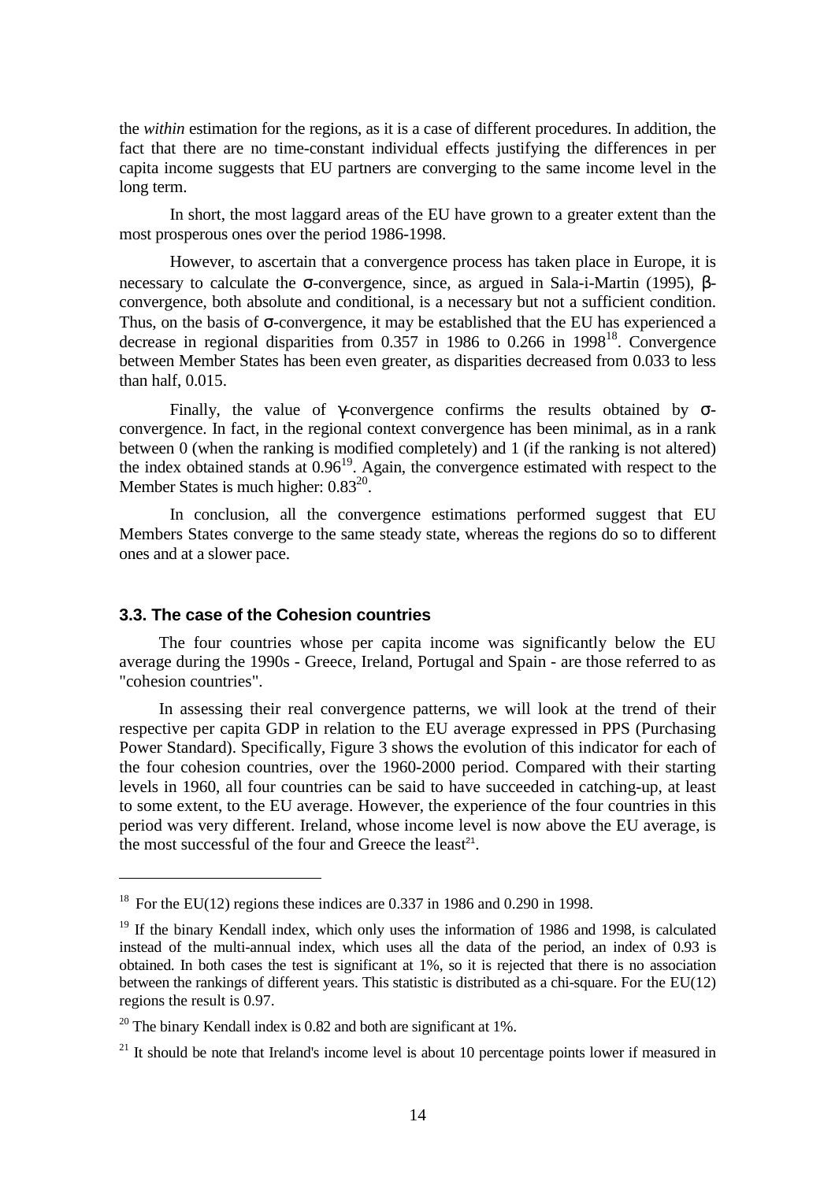the *within* estimation for the regions, as it is a case of different procedures. In addition, the fact that there are no time-constant individual effects justifying the differences in per capita income suggests that EU partners are converging to the same income level in the long term.

In short, the most laggard areas of the EU have grown to a greater extent than the most prosperous ones over the period 1986-1998.

However, to ascertain that a convergence process has taken place in Europe, it is necessary to calculate the σ-convergence, since, as argued in Sala-i-Martin (1995), β-convergence, both absolute and conditional, is a necessary but not a sufficient condition. Thus, on the basis of σ-convergence, it may be established that the EU has experienced a decrease in regional disparities from 0.357 in 1986 to 0.266 in 1998[18]. Convergence between Member States has been even greater, as disparities decreased from 0.033 to less than half, 0.015.

Finally, the value of γ-convergence confirms the results obtained by σ-convergence. In fact, in the regional context convergence has been minimal, as in a rank between 0 (when the ranking is modified completely) and 1 (if the ranking is not altered) the index obtained stands at 0.96[19]. Again, the convergence estimated with respect to the Member States is much higher: 0.83[20].

In conclusion, all the convergence estimations performed suggest that EU Members States converge to the same steady state, whereas the regions do so to different ones and at a slower pace.

### 3.3. The case of the Cohesion countries

The four countries whose per capita income was significantly below the EU average during the 1990s - Greece, Ireland, Portugal and Spain - are those referred to as "cohesion countries".

In assessing their real convergence patterns, we will look at the trend of their respective per capita GDP in relation to the EU average expressed in PPS (Purchasing Power Standard). Specifically, Figure 3 shows the evolution of this indicator for each of the four cohesion countries, over the 1960-2000 period. Compared with their starting levels in 1960, all four countries can be said to have succeeded in catching-up, at least to some extent, to the EU average. However, the experience of the four countries in this period was very different. Ireland, whose income level is now above the EU average, is the most successful of the four and Greece the least[21].

---

[18] For the EU(12) regions these indices are 0.337 in 1986 and 0.290 in 1998.

[19] If the binary Kendall index, which only uses the information of 1986 and 1998, is calculated instead of the multi-annual index, which uses all the data of the period, an index of 0.93 is obtained. In both cases the test is significant at 1%, so it is rejected that there is no association between the rankings of different years. This statistic is distributed as a chi-square. For the EU(12) regions the result is 0.97.

[20] The binary Kendall index is 0.82 and both are significant at 1%.

[21] It should be note that Ireland's income level is about 10 percentage points lower if measured in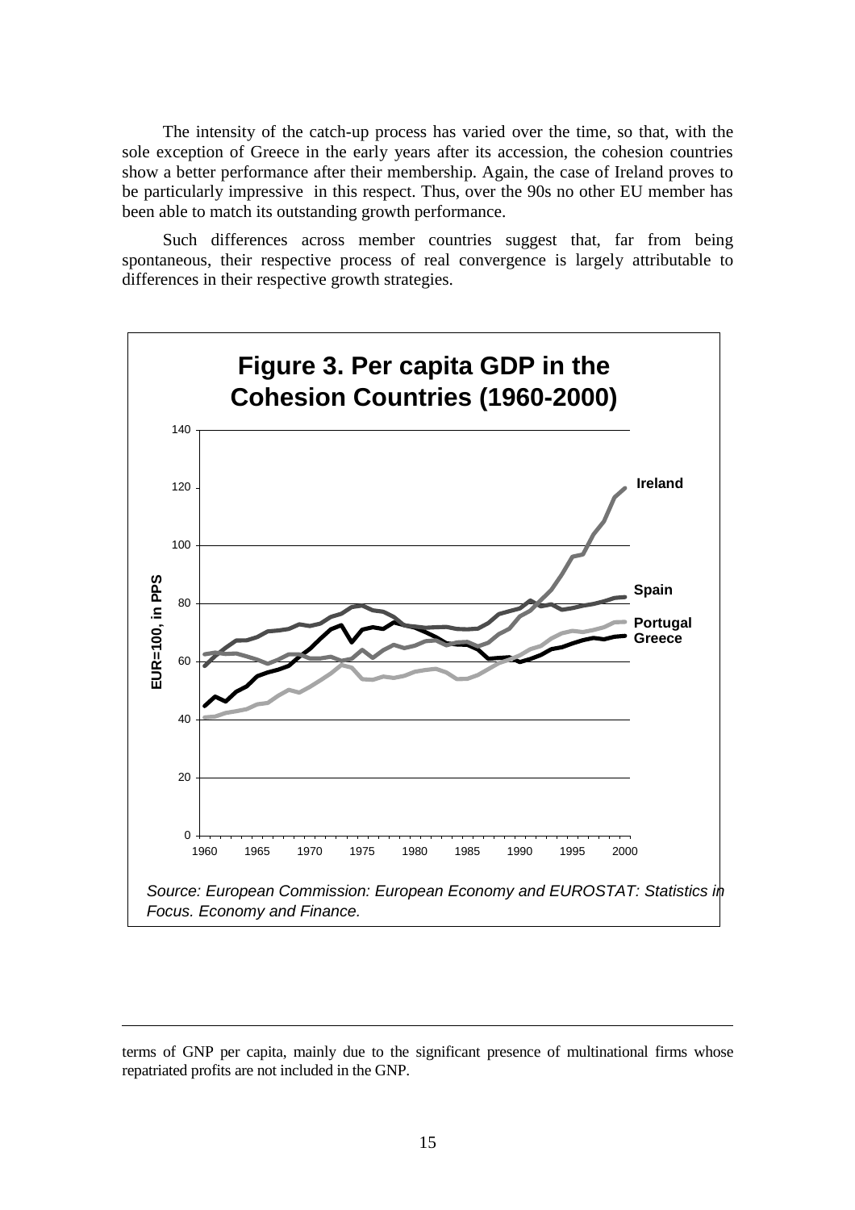The intensity of the catch-up process has varied over the time, so that, with the sole exception of Greece in the early years after its accession, the cohesion countries show a better performance after their membership. Again, the case of Ireland proves to be particularly impressive in this respect. Thus, over the 90s no other EU member has been able to match its outstanding growth performance.

Such differences across member countries suggest that, far from being spontaneous, their respective process of real convergence is largely attributable to differences in their respective growth strategies.

**Figure 3. Per capita GDP in the Cohesion Countries (1960-2000)**

*Source: European Commission: European Economy and EUROSTAT: Statistics in Focus. Economy and Finance.*

---

terms of GNP per capita, mainly due to the significant presence of multinational firms whose repatriated profits are not included in the GNP.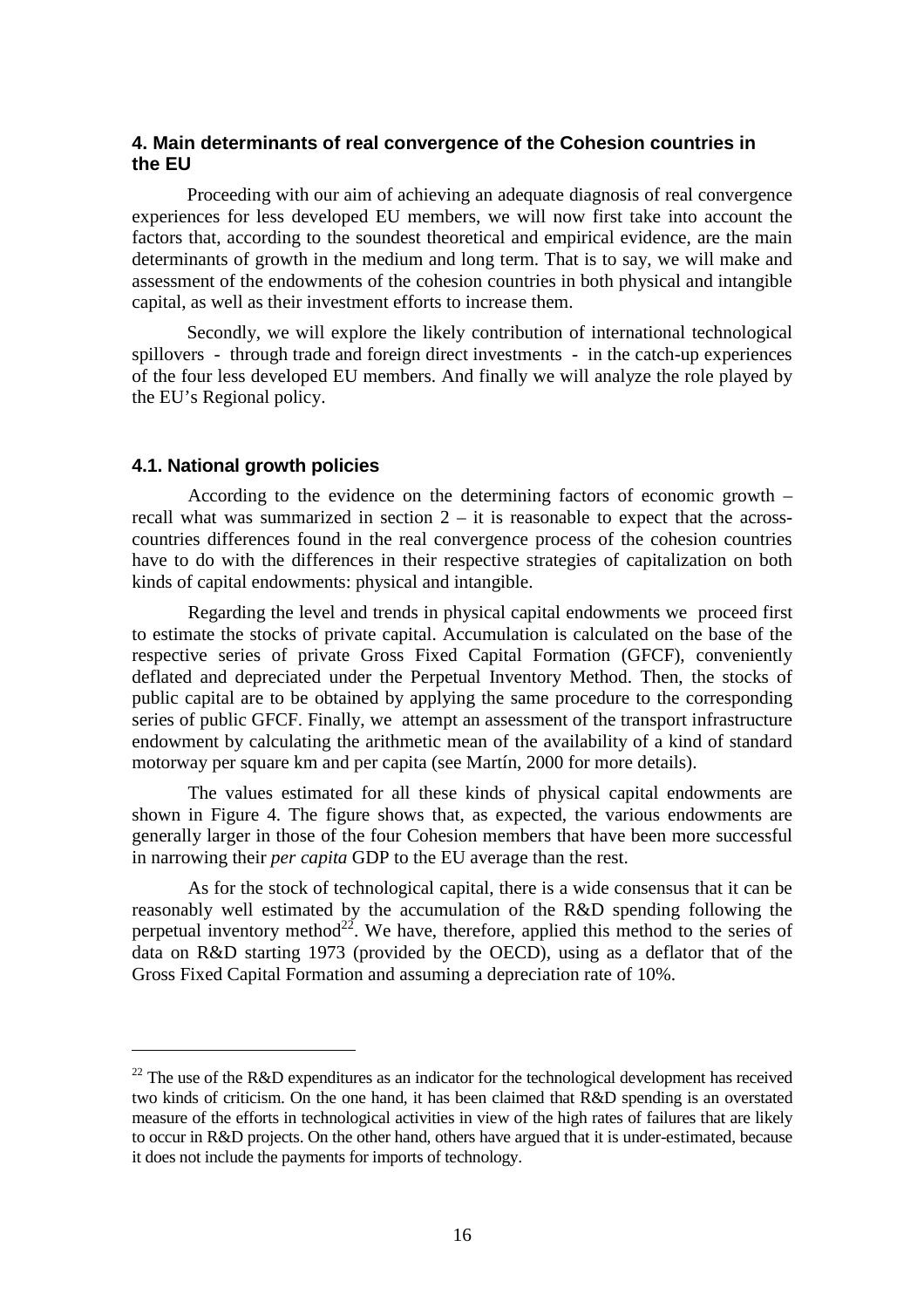## 4. Main determinants of real convergence of the Cohesion countries in the EU

Proceeding with our aim of achieving an adequate diagnosis of real convergence experiences for less developed EU members, we will now first take into account the factors that, according to the soundest theoretical and empirical evidence, are the main determinants of growth in the medium and long term. That is to say, we will make and assessment of the endowments of the cohesion countries in both physical and intangible capital, as well as their investment efforts to increase them.

Secondly, we will explore the likely contribution of international technological spillovers - through trade and foreign direct investments - in the catch-up experiences of the four less developed EU members. And finally we will analyze the role played by the EU's Regional policy.

### 4.1. National growth policies

According to the evidence on the determining factors of economic growth – recall what was summarized in section 2 – it is reasonable to expect that the across-countries differences found in the real convergence process of the cohesion countries have to do with the differences in their respective strategies of capitalization on both kinds of capital endowments: physical and intangible.

Regarding the level and trends in physical capital endowments we proceed first to estimate the stocks of private capital. Accumulation is calculated on the base of the respective series of private Gross Fixed Capital Formation (GFCF), conveniently deflated and depreciated under the Perpetual Inventory Method. Then, the stocks of public capital are to be obtained by applying the same procedure to the corresponding series of public GFCF. Finally, we attempt an assessment of the transport infrastructure endowment by calculating the arithmetic mean of the availability of a kind of standard motorway per square km and per capita (see Martín, 2000 for more details).

The values estimated for all these kinds of physical capital endowments are shown in Figure 4. The figure shows that, as expected, the various endowments are generally larger in those of the four Cohesion members that have been more successful in narrowing their *per capita* GDP to the EU average than the rest.

As for the stock of technological capital, there is a wide consensus that it can be reasonably well estimated by the accumulation of the R&D spending following the perpetual inventory method[22]. We have, therefore, applied this method to the series of data on R&D starting 1973 (provided by the OECD), using as a deflator that of the Gross Fixed Capital Formation and assuming a depreciation rate of 10%.

[22] The use of the R&D expenditures as an indicator for the technological development has received two kinds of criticism. On the one hand, it has been claimed that R&D spending is an overstated measure of the efforts in technological activities in view of the high rates of failures that are likely to occur in R&D projects. On the other hand, others have argued that it is under-estimated, because it does not include the payments for imports of technology.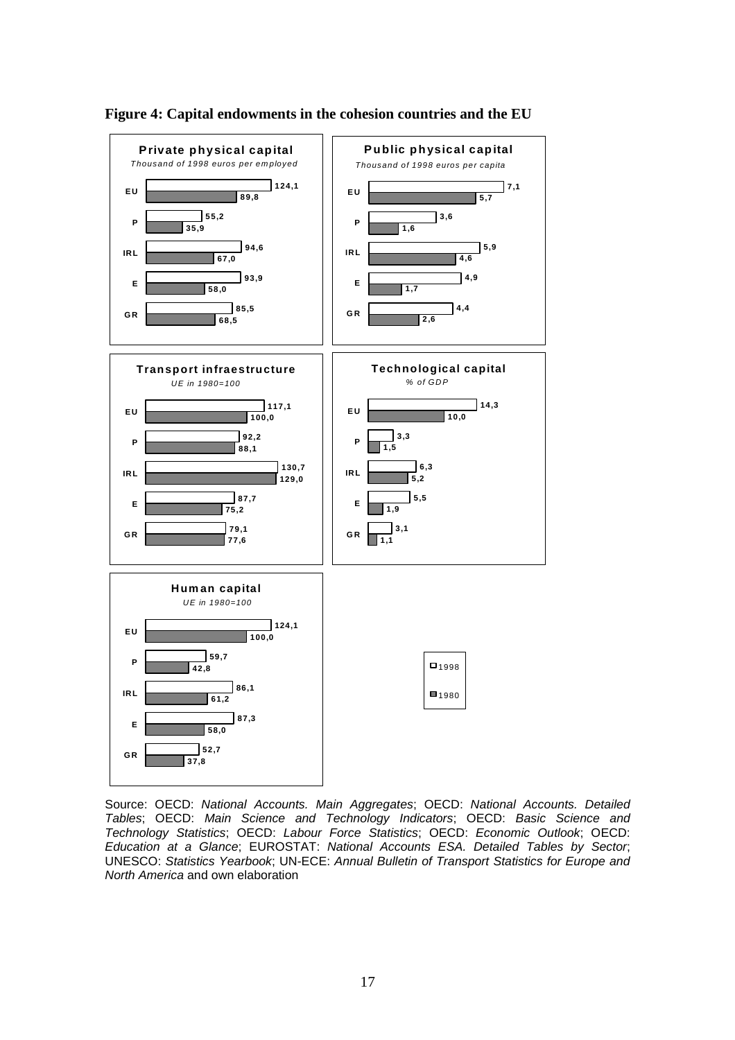**Figure 4: Capital endowments in the cohesion countries and the EU**

**Private physical capital**
*Thousand of 1998 euros per employed*

| | 1998 | 1980 |
|---|---|---|
| EU | 124,1 | 89,8 |
| P | 55,2 | 35,9 |
| IRL | 94,6 | 67,0 |
| E | 93,9 | 58,0 |
| GR | 85,5 | 68,5 |

**Public physical capital**
*Thousand of 1998 euros per capita*

| | 1998 | 1980 |
|---|---|---|
| EU | 7,1 | 5,7 |
| P | 3,6 | 1,6 |
| IRL | 5,9 | 4,6 |
| E | 4,9 | 1,7 |
| GR | 4,4 | 2,6 |

**Transport infraestructure**
*UE in 1980=100*

| | 1998 | 1980 |
|---|---|---|
| EU | 117,1 | 100,0 |
| P | 92,2 | 88,1 |
| IRL | 130,7 | 129,0 |
| E | 87,7 | 75,2 |
| GR | 79,1 | 77,6 |

**Technological capital**
*% of GDP*

| | 1998 | 1980 |
|---|---|---|
| EU | 14,3 | 10,0 |
| P | 3,3 | 1,5 |
| IRL | 6,3 | 5,2 |
| E | 5,5 | 1,9 |
| GR | 3,1 | 1,1 |

**Human capital**
*UE in 1980=100*

| | 1998 | 1980 |
|---|---|---|
| EU | 124,1 | 100,0 |
| P | 59,7 | 42,8 |
| IRL | 86,1 | 61,2 |
| E | 87,3 | 58,0 |
| GR | 52,7 | 37,8 |

Source: OECD: *National Accounts. Main Aggregates*; OECD: *National Accounts. Detailed Tables*; OECD: *Main Science and Technology Indicators*; OECD: *Basic Science and Technology Statistics*; OECD: *Labour Force Statistics*; OECD: *Economic Outlook*; OECD: *Education at a Glance*; EUROSTAT: *National Accounts ESA. Detailed Tables by Sector*; UNESCO: *Statistics Yearbook*; UN-ECE: *Annual Bulletin of Transport Statistics for Europe and North America* and own elaboration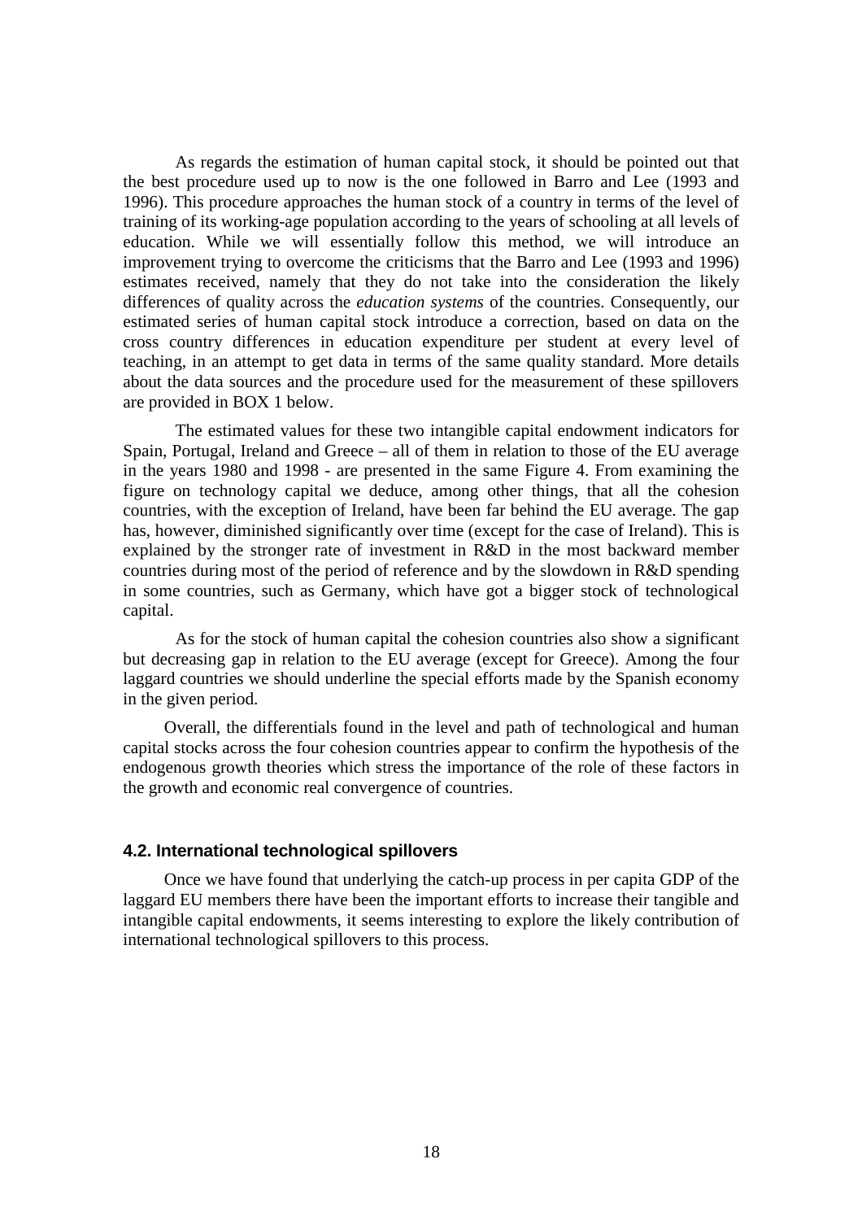As regards the estimation of human capital stock, it should be pointed out that the best procedure used up to now is the one followed in Barro and Lee (1993 and 1996). This procedure approaches the human stock of a country in terms of the level of training of its working-age population according to the years of schooling at all levels of education. While we will essentially follow this method, we will introduce an improvement trying to overcome the criticisms that the Barro and Lee (1993 and 1996) estimates received, namely that they do not take into the consideration the likely differences of quality across the *education systems* of the countries. Consequently, our estimated series of human capital stock introduce a correction, based on data on the cross country differences in education expenditure per student at every level of teaching, in an attempt to get data in terms of the same quality standard. More details about the data sources and the procedure used for the measurement of these spillovers are provided in BOX 1 below.

The estimated values for these two intangible capital endowment indicators for Spain, Portugal, Ireland and Greece – all of them in relation to those of the EU average in the years 1980 and 1998 - are presented in the same Figure 4. From examining the figure on technology capital we deduce, among other things, that all the cohesion countries, with the exception of Ireland, have been far behind the EU average. The gap has, however, diminished significantly over time (except for the case of Ireland). This is explained by the stronger rate of investment in R&D in the most backward member countries during most of the period of reference and by the slowdown in R&D spending in some countries, such as Germany, which have got a bigger stock of technological capital.

As for the stock of human capital the cohesion countries also show a significant but decreasing gap in relation to the EU average (except for Greece). Among the four laggard countries we should underline the special efforts made by the Spanish economy in the given period.

Overall, the differentials found in the level and path of technological and human capital stocks across the four cohesion countries appear to confirm the hypothesis of the endogenous growth theories which stress the importance of the role of these factors in the growth and economic real convergence of countries.

### 4.2. International technological spillovers

Once we have found that underlying the catch-up process in per capita GDP of the laggard EU members there have been the important efforts to increase their tangible and intangible capital endowments, it seems interesting to explore the likely contribution of international technological spillovers to this process.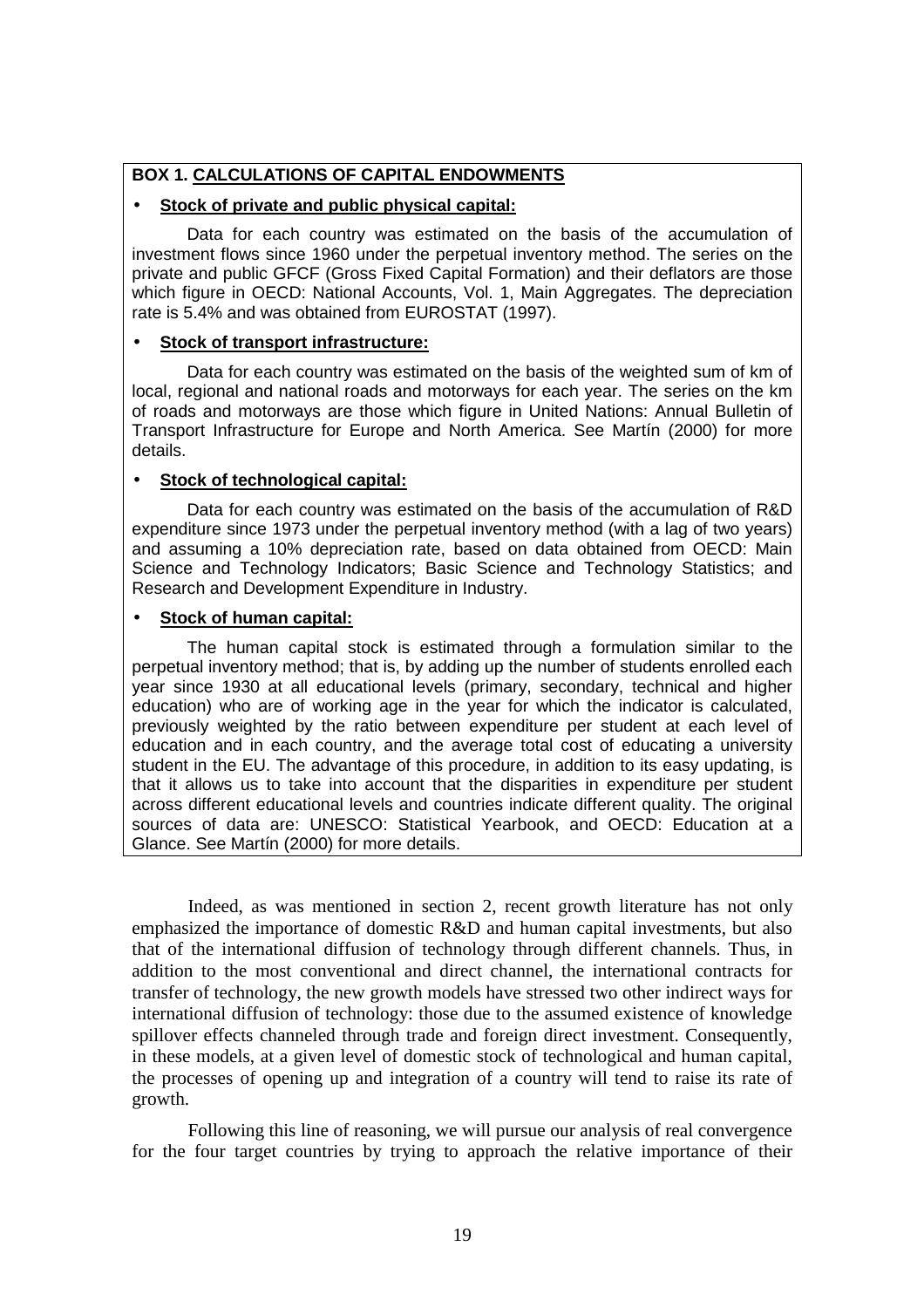**BOX 1. <u>CALCULATIONS OF CAPITAL ENDOWMENTS</u>**

- **<u>Stock of private and public physical capital:</u>**

Data for each country was estimated on the basis of the accumulation of investment flows since 1960 under the perpetual inventory method. The series on the private and public GFCF (Gross Fixed Capital Formation) and their deflators are those which figure in OECD: National Accounts, Vol. 1, Main Aggregates. The depreciation rate is 5.4% and was obtained from EUROSTAT (1997).

- **<u>Stock of transport infrastructure:</u>**

Data for each country was estimated on the basis of the weighted sum of km of local, regional and national roads and motorways for each year. The series on the km of roads and motorways are those which figure in United Nations: Annual Bulletin of Transport Infrastructure for Europe and North America. See Martín (2000) for more details.

- **<u>Stock of technological capital:</u>**

Data for each country was estimated on the basis of the accumulation of R&D expenditure since 1973 under the perpetual inventory method (with a lag of two years) and assuming a 10% depreciation rate, based on data obtained from OECD: Main Science and Technology Indicators; Basic Science and Technology Statistics; and Research and Development Expenditure in Industry.

- **<u>Stock of human capital:</u>**

The human capital stock is estimated through a formulation similar to the perpetual inventory method; that is, by adding up the number of students enrolled each year since 1930 at all educational levels (primary, secondary, technical and higher education) who are of working age in the year for which the indicator is calculated, previously weighted by the ratio between expenditure per student at each level of education and in each country, and the average total cost of educating a university student in the EU. The advantage of this procedure, in addition to its easy updating, is that it allows us to take into account that the disparities in expenditure per student across different educational levels and countries indicate different quality. The original sources of data are: UNESCO: Statistical Yearbook, and OECD: Education at a Glance. See Martín (2000) for more details.

Indeed, as was mentioned in section 2, recent growth literature has not only emphasized the importance of domestic R&D and human capital investments, but also that of the international diffusion of technology through different channels. Thus, in addition to the most conventional and direct channel, the international contracts for transfer of technology, the new growth models have stressed two other indirect ways for international diffusion of technology: those due to the assumed existence of knowledge spillover effects channeled through trade and foreign direct investment. Consequently, in these models, at a given level of domestic stock of technological and human capital, the processes of opening up and integration of a country will tend to raise its rate of growth.

Following this line of reasoning, we will pursue our analysis of real convergence for the four target countries by trying to approach the relative importance of their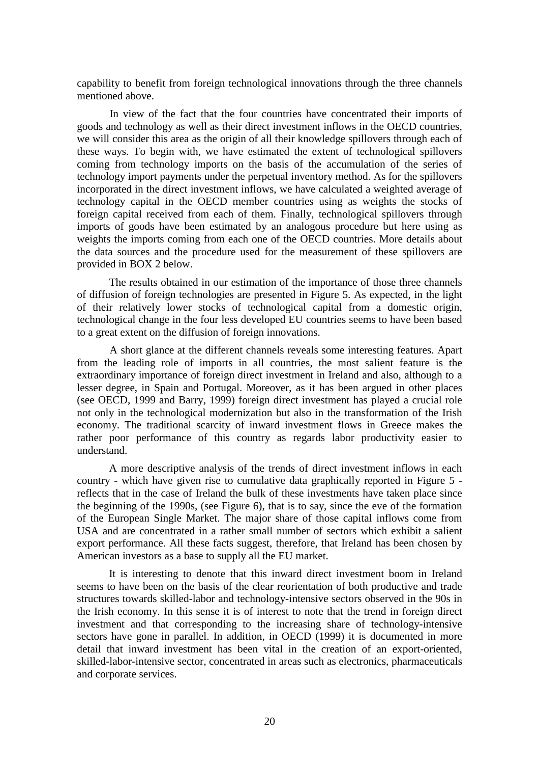capability to benefit from foreign technological innovations through the three channels mentioned above.

In view of the fact that the four countries have concentrated their imports of goods and technology as well as their direct investment inflows in the OECD countries, we will consider this area as the origin of all their knowledge spillovers through each of these ways. To begin with, we have estimated the extent of technological spillovers coming from technology imports on the basis of the accumulation of the series of technology import payments under the perpetual inventory method. As for the spillovers incorporated in the direct investment inflows, we have calculated a weighted average of technology capital in the OECD member countries using as weights the stocks of foreign capital received from each of them. Finally, technological spillovers through imports of goods have been estimated by an analogous procedure but here using as weights the imports coming from each one of the OECD countries. More details about the data sources and the procedure used for the measurement of these spillovers are provided in BOX 2 below.

The results obtained in our estimation of the importance of those three channels of diffusion of foreign technologies are presented in Figure 5. As expected, in the light of their relatively lower stocks of technological capital from a domestic origin, technological change in the four less developed EU countries seems to have been based to a great extent on the diffusion of foreign innovations.

A short glance at the different channels reveals some interesting features. Apart from the leading role of imports in all countries, the most salient feature is the extraordinary importance of foreign direct investment in Ireland and also, although to a lesser degree, in Spain and Portugal. Moreover, as it has been argued in other places (see OECD, 1999 and Barry, 1999) foreign direct investment has played a crucial role not only in the technological modernization but also in the transformation of the Irish economy. The traditional scarcity of inward investment flows in Greece makes the rather poor performance of this country as regards labor productivity easier to understand.

A more descriptive analysis of the trends of direct investment inflows in each country - which have given rise to cumulative data graphically reported in Figure 5 - reflects that in the case of Ireland the bulk of these investments have taken place since the beginning of the 1990s, (see Figure 6), that is to say, since the eve of the formation of the European Single Market. The major share of those capital inflows come from USA and are concentrated in a rather small number of sectors which exhibit a salient export performance. All these facts suggest, therefore, that Ireland has been chosen by American investors as a base to supply all the EU market.

It is interesting to denote that this inward direct investment boom in Ireland seems to have been on the basis of the clear reorientation of both productive and trade structures towards skilled-labor and technology-intensive sectors observed in the 90s in the Irish economy. In this sense it is of interest to note that the trend in foreign direct investment and that corresponding to the increasing share of technology-intensive sectors have gone in parallel. In addition, in OECD (1999) it is documented in more detail that inward investment has been vital in the creation of an export-oriented, skilled-labor-intensive sector, concentrated in areas such as electronics, pharmaceuticals and corporate services.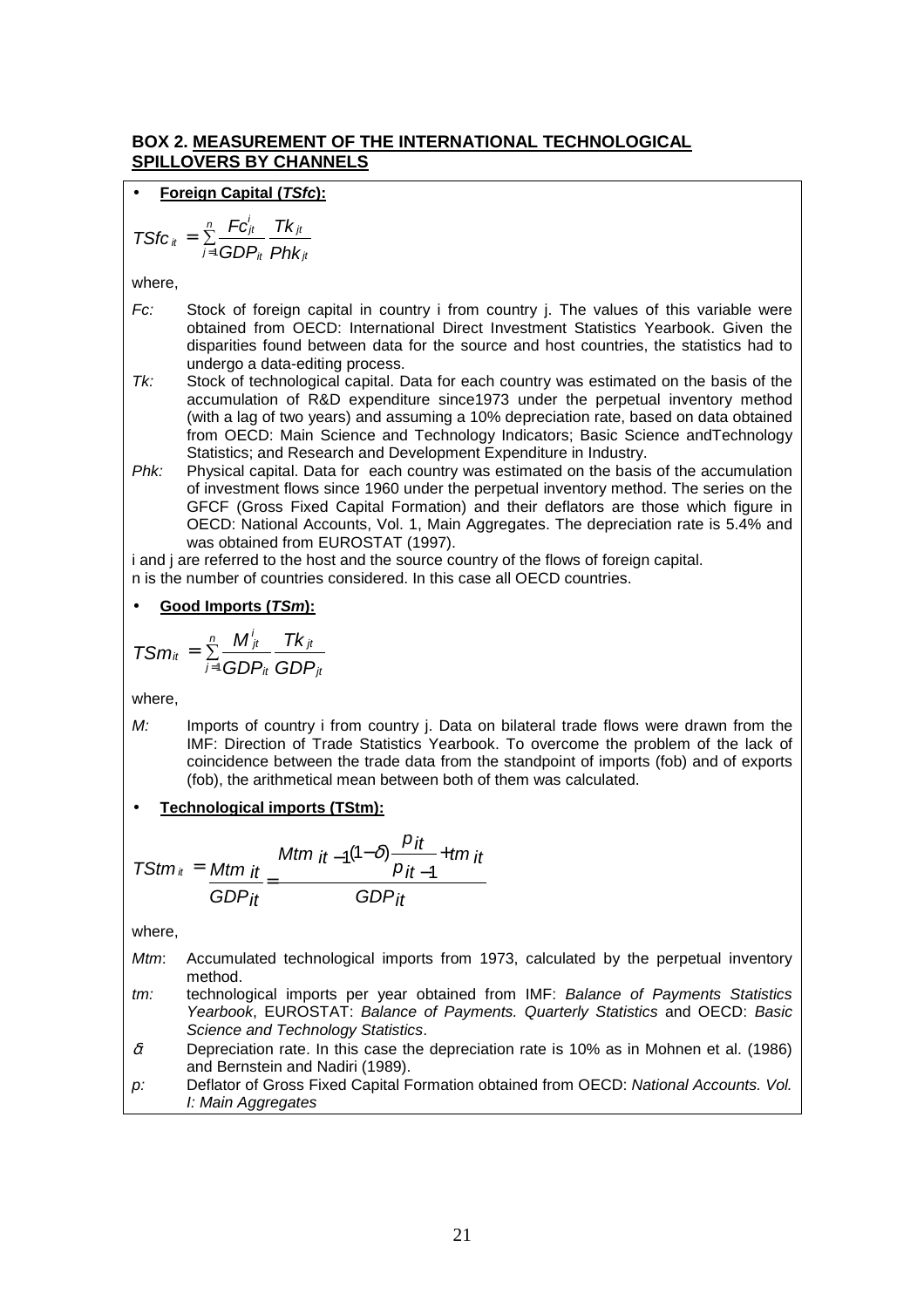### BOX 2. MEASUREMENT OF THE INTERNATIONAL TECHNOLOGICAL SPILLOVERS BY CHANNELS

- **Foreign Capital (*TSfc*):**

$$TSfc_{it} = \sum_{j=1}^{n} \frac{Fc_{jt}^{i}}{GDP_{it}} \frac{Tk_{jt}}{Phk_{jt}}$$

where,

*Fc:* Stock of foreign capital in country i from country j. The values of this variable were obtained from OECD: International Direct Investment Statistics Yearbook. Given the disparities found between data for the source and host countries, the statistics had to undergo a data-editing process.

*Tk:* Stock of technological capital. Data for each country was estimated on the basis of the accumulation of R&D expenditure since1973 under the perpetual inventory method (with a lag of two years) and assuming a 10% depreciation rate, based on data obtained from OECD: Main Science and Technology Indicators; Basic Science andTechnology Statistics; and Research and Development Expenditure in Industry.

*Phk:* Physical capital. Data for each country was estimated on the basis of the accumulation of investment flows since 1960 under the perpetual inventory method. The series on the GFCF (Gross Fixed Capital Formation) and their deflators are those which figure in OECD: National Accounts, Vol. 1, Main Aggregates. The depreciation rate is 5.4% and was obtained from EUROSTAT (1997).

i and j are referred to the host and the source country of the flows of foreign capital.
n is the number of countries considered. In this case all OECD countries.

- **Good Imports (*TSm*):**

$$TSm_{it} = \sum_{j=1}^{n} \frac{M_{jt}^{i}}{GDP_{it}} \frac{Tk_{jt}}{GDP_{jt}}$$

where,

*M:* Imports of country i from country j. Data on bilateral trade flows were drawn from the IMF: Direction of Trade Statistics Yearbook. To overcome the problem of the lack of coincidence between the trade data from the standpoint of imports (fob) and of exports (fob), the arithmetical mean between both of them was calculated.

- **Technological imports (TStm):**

$$TStm_{it} = \frac{Mtm_{it}}{GDP_{it}} = \frac{Mtm_{it-1}(1-\delta)\frac{p_{it}}{p_{it-1}} + tm_{it}}{GDP_{it}}$$

where,

*Mtm*: Accumulated technological imports from 1973, calculated by the perpetual inventory method.

*tm:* technological imports per year obtained from IMF: *Balance of Payments Statistics Yearbook*, EUROSTAT: *Balance of Payments. Quarterly Statistics* and OECD: *Basic Science and Technology Statistics*.

$\delta$: Depreciation rate. In this case the depreciation rate is 10% as in Mohnen et al. (1986) and Bernstein and Nadiri (1989).

*p:* Deflator of Gross Fixed Capital Formation obtained from OECD: *National Accounts. Vol. I: Main Aggregates*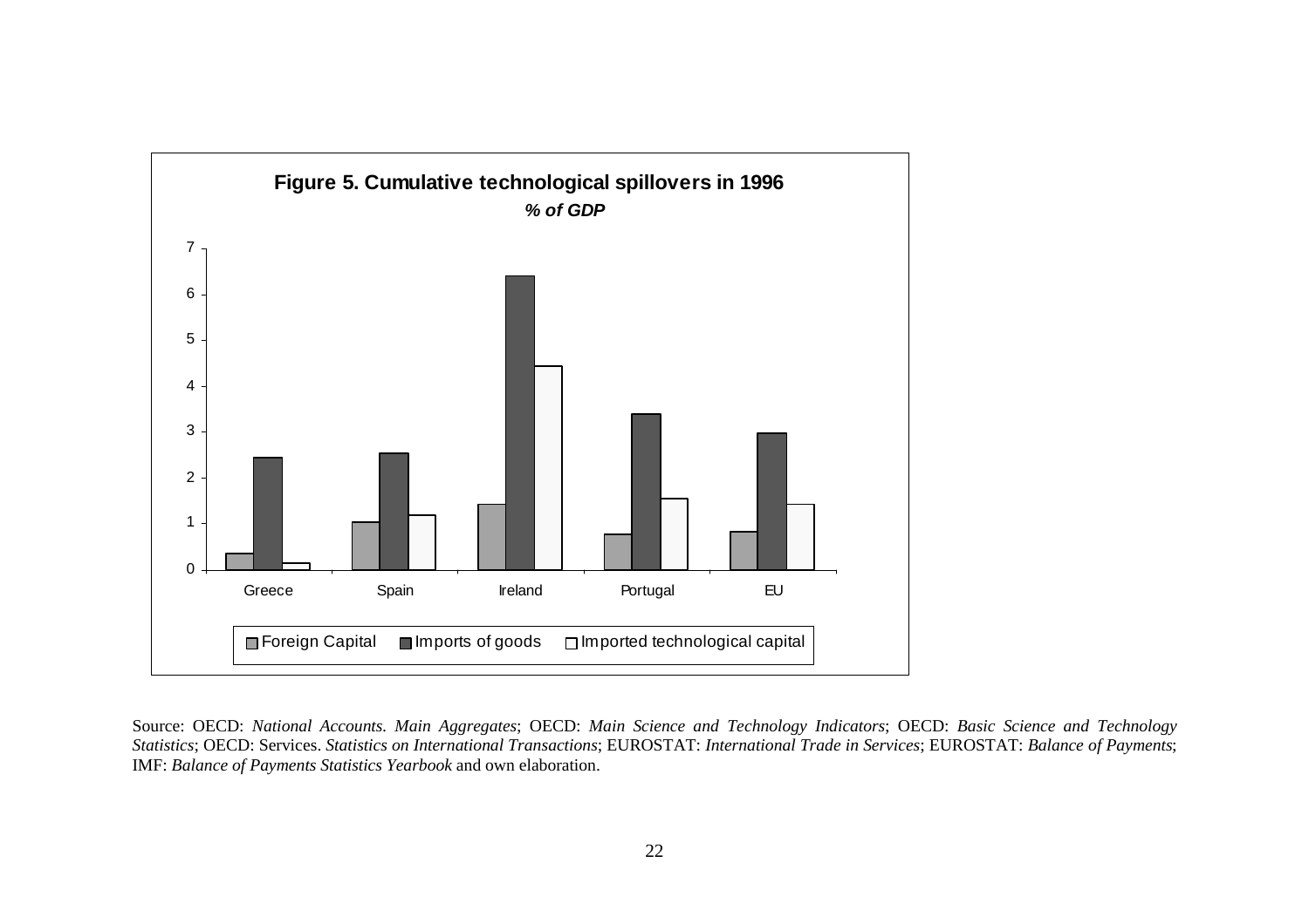**Figure 5. Cumulative technological spillovers in 1996**

***% of GDP***

Source: OECD: *National Accounts. Main Aggregates*; OECD: *Main Science and Technology Indicators*; OECD: *Basic Science and Technology Statistics*; OECD: Services. *Statistics on International Transactions*; EUROSTAT: *International Trade in Services*; EUROSTAT: *Balance of Payments*; IMF: *Balance of Payments Statistics Yearbook* and own elaboration.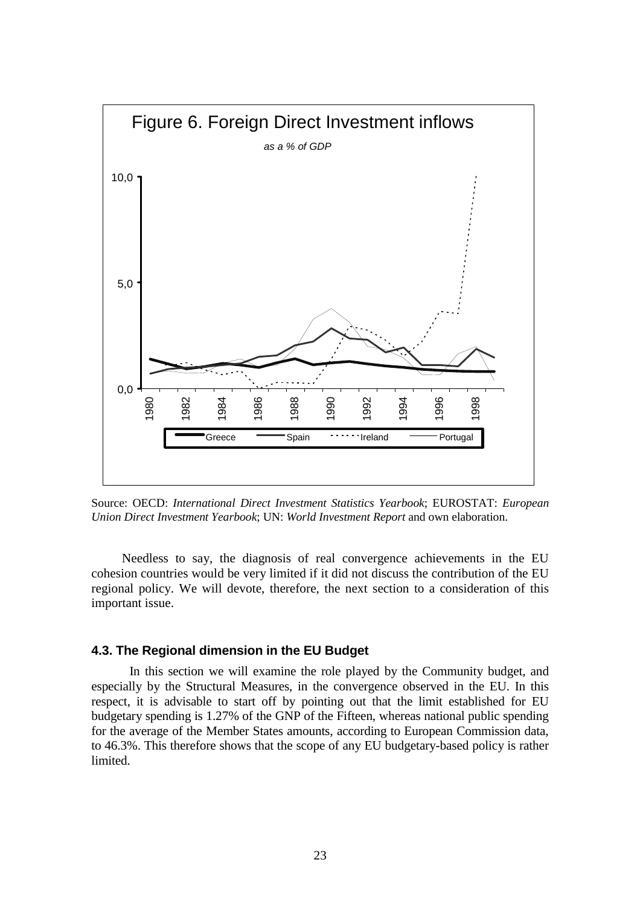Figure 6. Foreign Direct Investment inflows

*as a % of GDP*

Source: OECD: *International Direct Investment Statistics Yearbook*; EUROSTAT: *European Union Direct Investment Yearbook*; UN: *World Investment Report* and own elaboration.

Needless to say, the diagnosis of real convergence achievements in the EU cohesion countries would be very limited if it did not discuss the contribution of the EU regional policy. We will devote, therefore, the next section to a consideration of this important issue.

### 4.3. The Regional dimension in the EU Budget

In this section we will examine the role played by the Community budget, and especially by the Structural Measures, in the convergence observed in the EU. In this respect, it is advisable to start off by pointing out that the limit established for EU budgetary spending is 1.27% of the GNP of the Fifteen, whereas national public spending for the average of the Member States amounts, according to European Commission data, to 46.3%. This therefore shows that the scope of any EU budgetary-based policy is rather limited.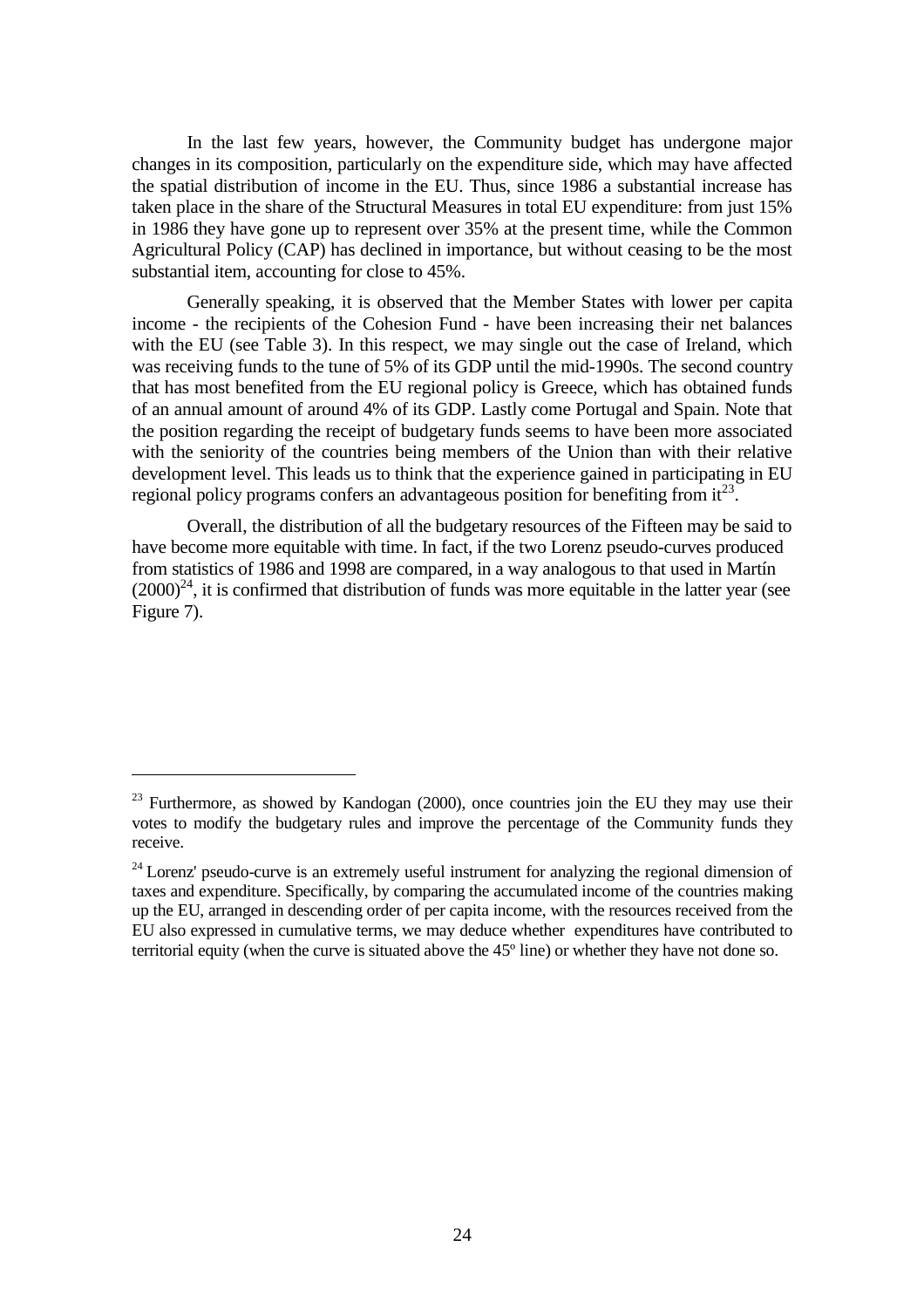In the last few years, however, the Community budget has undergone major changes in its composition, particularly on the expenditure side, which may have affected the spatial distribution of income in the EU. Thus, since 1986 a substantial increase has taken place in the share of the Structural Measures in total EU expenditure: from just 15% in 1986 they have gone up to represent over 35% at the present time, while the Common Agricultural Policy (CAP) has declined in importance, but without ceasing to be the most substantial item, accounting for close to 45%.

Generally speaking, it is observed that the Member States with lower per capita income - the recipients of the Cohesion Fund - have been increasing their net balances with the EU (see Table 3). In this respect, we may single out the case of Ireland, which was receiving funds to the tune of 5% of its GDP until the mid-1990s. The second country that has most benefited from the EU regional policy is Greece, which has obtained funds of an annual amount of around 4% of its GDP. Lastly come Portugal and Spain. Note that the position regarding the receipt of budgetary funds seems to have been more associated with the seniority of the countries being members of the Union than with their relative development level. This leads us to think that the experience gained in participating in EU regional policy programs confers an advantageous position for benefiting from it[23].

Overall, the distribution of all the budgetary resources of the Fifteen may be said to have become more equitable with time. In fact, if the two Lorenz pseudo-curves produced from statistics of 1986 and 1998 are compared, in a way analogous to that used in Martín (2000)[24], it is confirmed that distribution of funds was more equitable in the latter year (see Figure 7).

---

[23] Furthermore, as showed by Kandogan (2000), once countries join the EU they may use their votes to modify the budgetary rules and improve the percentage of the Community funds they receive.

[24] Lorenz' pseudo-curve is an extremely useful instrument for analyzing the regional dimension of taxes and expenditure. Specifically, by comparing the accumulated income of the countries making up the EU, arranged in descending order of per capita income, with the resources received from the EU also expressed in cumulative terms, we may deduce whether expenditures have contributed to territorial equity (when the curve is situated above the 45º line) or whether they have not done so.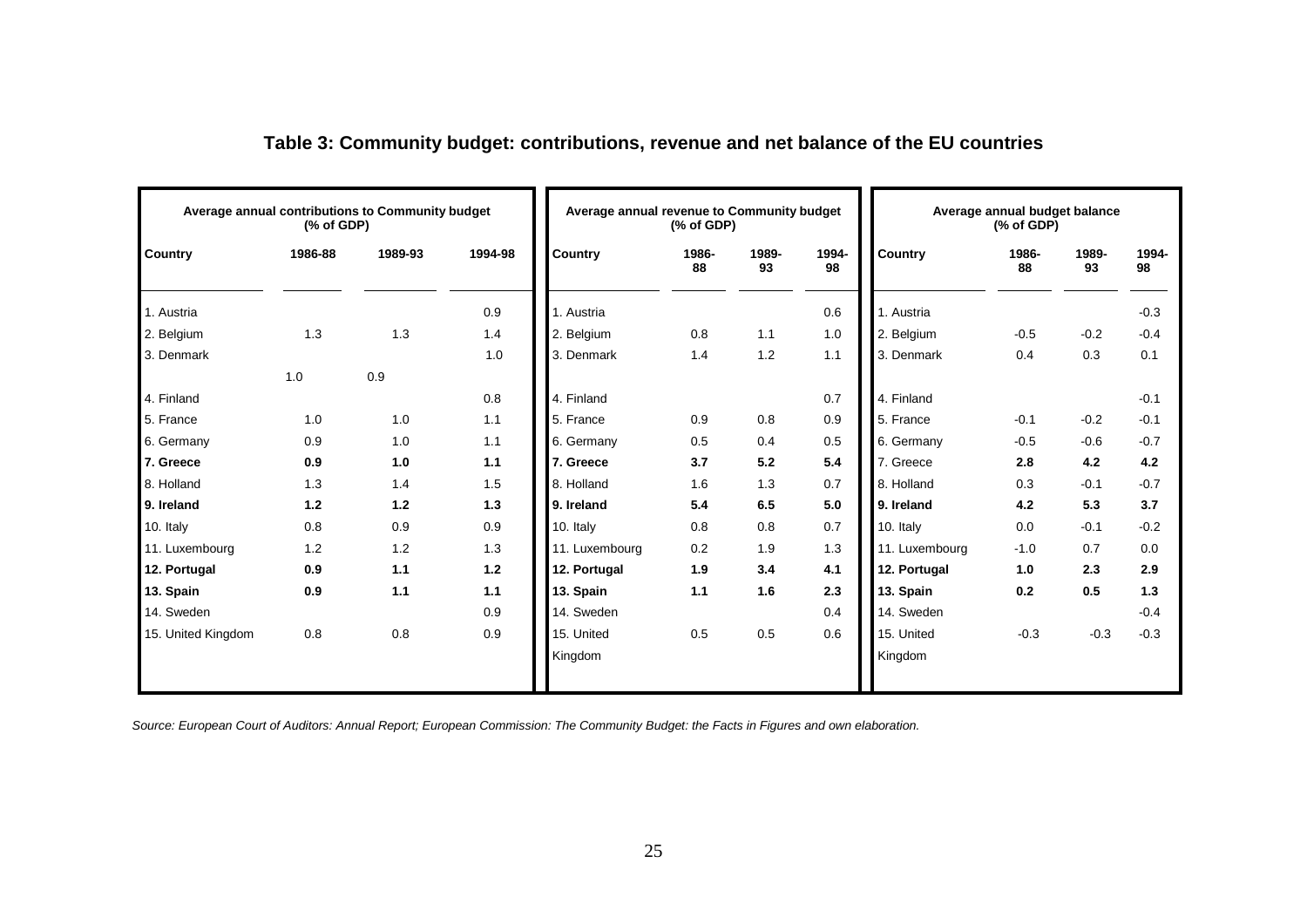## Table 3: Community budget: contributions, revenue and net balance of the EU countries

| Average annual contributions to Community budget (% of GDP) | | | |
|---|---|---|---|
| **Country** | **1986-88** | **1989-93** | **1994-98** |
| 1. Austria | | | 0.9 |
| 2. Belgium | 1.3 | 1.3 | 1.4 |
| 3. Denmark | 1.0 | 0.9 | 1.0 |
| 4. Finland | | | 0.8 |
| 5. France | 1.0 | 1.0 | 1.1 |
| 6. Germany | 0.9 | 1.0 | 1.1 |
| **7. Greece** | **0.9** | **1.0** | **1.1** |
| 8. Holland | 1.3 | 1.4 | 1.5 |
| **9. Ireland** | **1.2** | **1.2** | **1.3** |
| 10. Italy | 0.8 | 0.9 | 0.9 |
| 11. Luxembourg | 1.2 | 1.2 | 1.3 |
| **12. Portugal** | **0.9** | **1.1** | **1.2** |
| **13. Spain** | **0.9** | **1.1** | **1.1** |
| 14. Sweden | | | 0.9 |
| 15. United Kingdom | 0.8 | 0.8 | 0.9 |

| Average annual revenue to Community budget (% of GDP) | | | |
|---|---|---|---|
| **Country** | **1986-88** | **1989-93** | **1994-98** |
| 1. Austria | | | 0.6 |
| 2. Belgium | 0.8 | 1.1 | 1.0 |
| 3. Denmark | 1.4 | 1.2 | 1.1 |
| 4. Finland | | | 0.7 |
| 5. France | 0.9 | 0.8 | 0.9 |
| 6. Germany | 0.5 | 0.4 | 0.5 |
| **7. Greece** | **3.7** | **5.2** | **5.4** |
| 8. Holland | 1.6 | 1.3 | 0.7 |
| **9. Ireland** | **5.4** | **6.5** | **5.0** |
| 10. Italy | 0.8 | 0.8 | 0.7 |
| 11. Luxembourg | 0.2 | 1.9 | 1.3 |
| **12. Portugal** | **1.9** | **3.4** | **4.1** |
| **13. Spain** | **1.1** | **1.6** | **2.3** |
| 14. Sweden | | | 0.4 |
| 15. United Kingdom | 0.5 | 0.5 | 0.6 |

| Average annual budget balance (% of GDP) | | | |
|---|---|---|---|
| **Country** | **1986-88** | **1989-93** | **1994-98** |
| 1. Austria | | | -0.3 |
| 2. Belgium | -0.5 | -0.2 | -0.4 |
| 3. Denmark | 0.4 | 0.3 | 0.1 |
| 4. Finland | | | -0.1 |
| 5. France | -0.1 | -0.2 | -0.1 |
| 6. Germany | -0.5 | -0.6 | -0.7 |
| 7. Greece | **2.8** | **4.2** | **4.2** |
| 8. Holland | 0.3 | -0.1 | -0.7 |
| **9. Ireland** | **4.2** | **5.3** | **3.7** |
| 10. Italy | 0.0 | -0.1 | -0.2 |
| 11. Luxembourg | -1.0 | 0.7 | 0.0 |
| **12. Portugal** | **1.0** | **2.3** | **2.9** |
| **13. Spain** | **0.2** | **0.5** | **1.3** |
| 14. Sweden | | | -0.4 |
| 15. United Kingdom | -0.3 | -0.3 | -0.3 |

*Source: European Court of Auditors: Annual Report; European Commission: The Community Budget: the Facts in Figures and own elaboration.*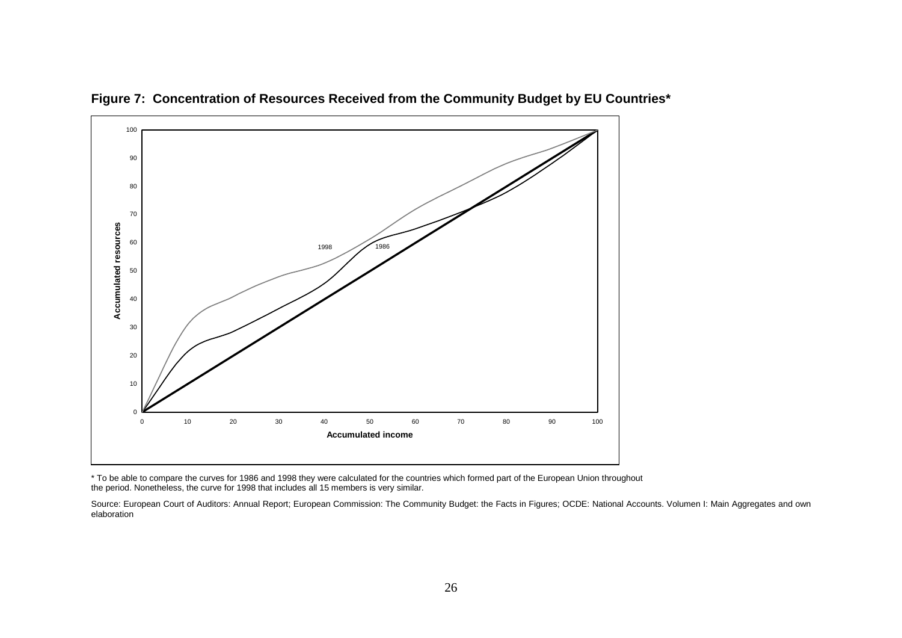**Figure 7: Concentration of Resources Received from the Community Budget by EU Countries***

* To be able to compare the curves for 1986 and 1998 they were calculated for the countries which formed part of the European Union throughout the period. Nonetheless, the curve for 1998 that includes all 15 members is very similar.

Source: European Court of Auditors: Annual Report; European Commission: The Community Budget: the Facts in Figures; OCDE: National Accounts. Volumen I: Main Aggregates and own elaboration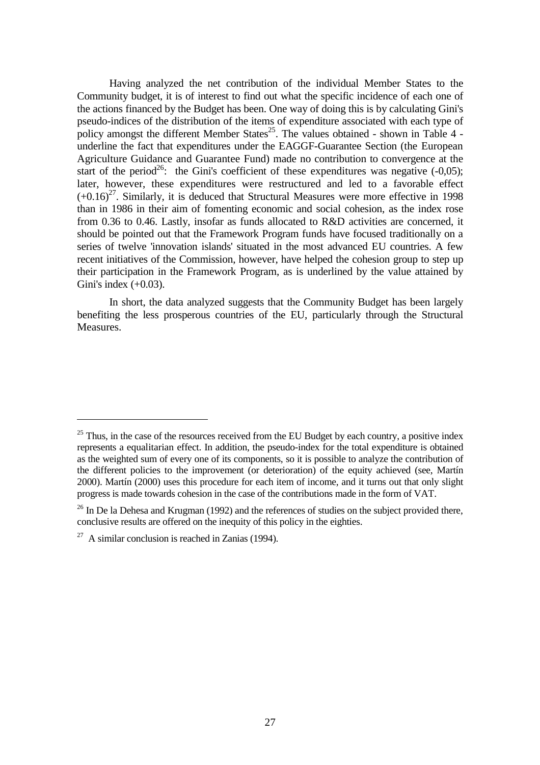Having analyzed the net contribution of the individual Member States to the Community budget, it is of interest to find out what the specific incidence of each one of the actions financed by the Budget has been. One way of doing this is by calculating Gini's pseudo-indices of the distribution of the items of expenditure associated with each type of policy amongst the different Member States[25]. The values obtained - shown in Table 4 - underline the fact that expenditures under the EAGGF-Guarantee Section (the European Agriculture Guidance and Guarantee Fund) made no contribution to convergence at the start of the period[26]: the Gini's coefficient of these expenditures was negative (-0,05); later, however, these expenditures were restructured and led to a favorable effect (+0.16)[27]. Similarly, it is deduced that Structural Measures were more effective in 1998 than in 1986 in their aim of fomenting economic and social cohesion, as the index rose from 0.36 to 0.46. Lastly, insofar as funds allocated to R&D activities are concerned, it should be pointed out that the Framework Program funds have focused traditionally on a series of twelve 'innovation islands' situated in the most advanced EU countries. A few recent initiatives of the Commission, however, have helped the cohesion group to step up their participation in the Framework Program, as is underlined by the value attained by Gini's index (+0.03).

In short, the data analyzed suggests that the Community Budget has been largely benefiting the less prosperous countries of the EU, particularly through the Structural Measures.

---

[25] Thus, in the case of the resources received from the EU Budget by each country, a positive index represents a equalitarian effect. In addition, the pseudo-index for the total expenditure is obtained as the weighted sum of every one of its components, so it is possible to analyze the contribution of the different policies to the improvement (or deterioration) of the equity achieved (see, Martín 2000). Martín (2000) uses this procedure for each item of income, and it turns out that only slight progress is made towards cohesion in the case of the contributions made in the form of VAT.

[26] In De la Dehesa and Krugman (1992) and the references of studies on the subject provided there, conclusive results are offered on the inequity of this policy in the eighties.

[27] A similar conclusion is reached in Zanias (1994).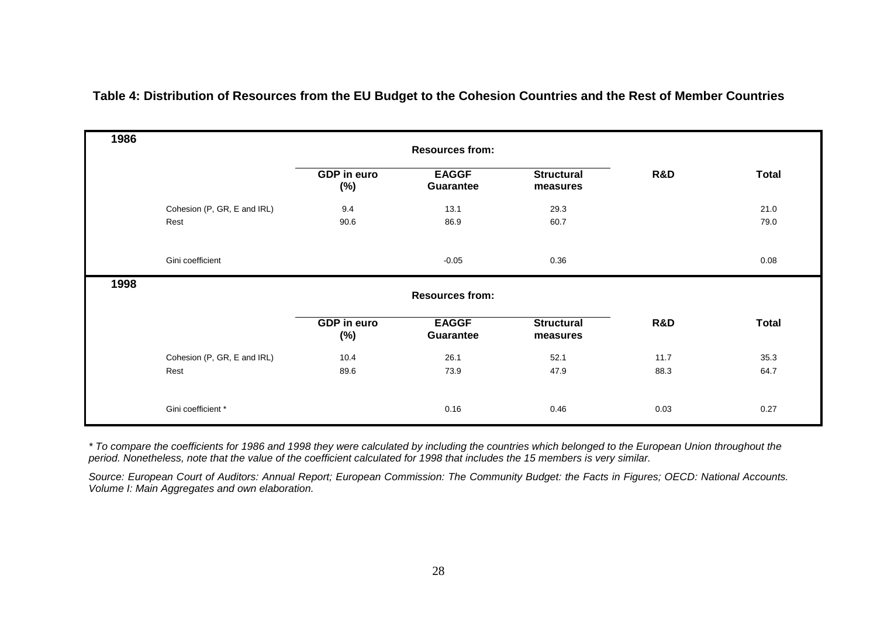**Table 4: Distribution of Resources from the EU Budget to the Cohesion Countries and the Rest of Member Countries**

| 1986 | | Resources from: | | | |
|---|---|---|---|---|---|
| | GDP in euro (%) | EAGGF Guarantee | Structural measures | R&D | Total |
| Cohesion (P, GR, E and IRL) | 9.4 | 13.1 | 29.3 | | 21.0 |
| Rest | 90.6 | 86.9 | 60.7 | | 79.0 |
| Gini coefficient | | -0.05 | 0.36 | | 0.08 |
| **1998** | | **Resources from:** | | | |
| | **GDP in euro (%)** | **EAGGF Guarantee** | **Structural measures** | **R&D** | **Total** |
| Cohesion (P, GR, E and IRL) | 10.4 | 26.1 | 52.1 | 11.7 | 35.3 |
| Rest | 89.6 | 73.9 | 47.9 | 88.3 | 64.7 |
| Gini coefficient * | | 0.16 | 0.46 | 0.03 | 0.27 |

*\* To compare the coefficients for 1986 and 1998 they were calculated by including the countries which belonged to the European Union throughout the period. Nonetheless, note that the value of the coefficient calculated for 1998 that includes the 15 members is very similar.*

*Source: European Court of Auditors: Annual Report; European Commission: The Community Budget: the Facts in Figures; OECD: National Accounts. Volume I: Main Aggregates and own elaboration.*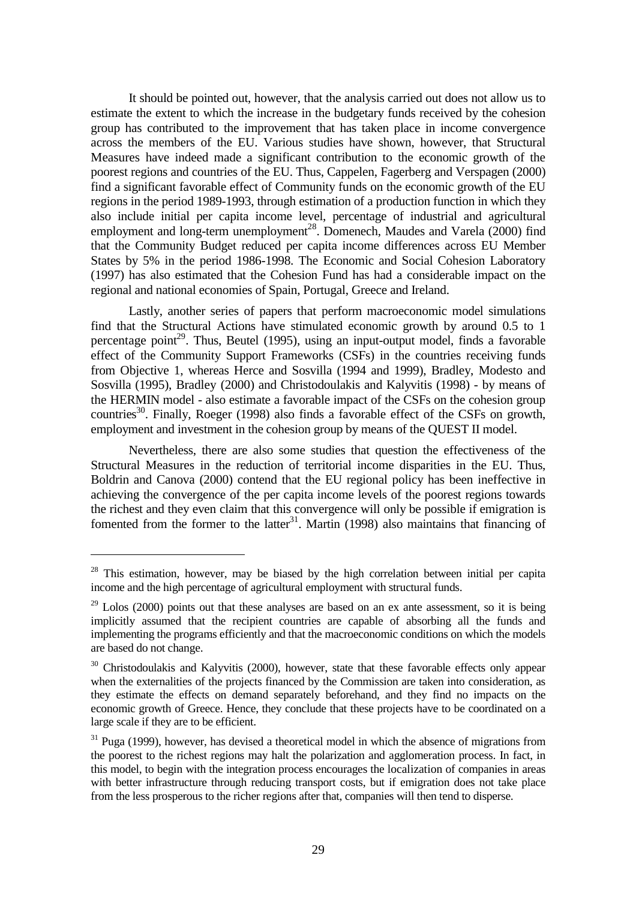It should be pointed out, however, that the analysis carried out does not allow us to estimate the extent to which the increase in the budgetary funds received by the cohesion group has contributed to the improvement that has taken place in income convergence across the members of the EU. Various studies have shown, however, that Structural Measures have indeed made a significant contribution to the economic growth of the poorest regions and countries of the EU. Thus, Cappelen, Fagerberg and Verspagen (2000) find a significant favorable effect of Community funds on the economic growth of the EU regions in the period 1989-1993, through estimation of a production function in which they also include initial per capita income level, percentage of industrial and agricultural employment and long-term unemployment[28]. Domenech, Maudes and Varela (2000) find that the Community Budget reduced per capita income differences across EU Member States by 5% in the period 1986-1998. The Economic and Social Cohesion Laboratory (1997) has also estimated that the Cohesion Fund has had a considerable impact on the regional and national economies of Spain, Portugal, Greece and Ireland.

Lastly, another series of papers that perform macroeconomic model simulations find that the Structural Actions have stimulated economic growth by around 0.5 to 1 percentage point[29]. Thus, Beutel (1995), using an input-output model, finds a favorable effect of the Community Support Frameworks (CSFs) in the countries receiving funds from Objective 1, whereas Herce and Sosvilla (1994 and 1999), Bradley, Modesto and Sosvilla (1995), Bradley (2000) and Christodoulakis and Kalyvitis (1998) - by means of the HERMIN model - also estimate a favorable impact of the CSFs on the cohesion group countries[30]. Finally, Roeger (1998) also finds a favorable effect of the CSFs on growth, employment and investment in the cohesion group by means of the QUEST II model.

Nevertheless, there are also some studies that question the effectiveness of the Structural Measures in the reduction of territorial income disparities in the EU. Thus, Boldrin and Canova (2000) contend that the EU regional policy has been ineffective in achieving the convergence of the per capita income levels of the poorest regions towards the richest and they even claim that this convergence will only be possible if emigration is fomented from the former to the latter[31]. Martin (1998) also maintains that financing of

---

[28] This estimation, however, may be biased by the high correlation between initial per capita income and the high percentage of agricultural employment with structural funds.

[29] Lolos (2000) points out that these analyses are based on an ex ante assessment, so it is being implicitly assumed that the recipient countries are capable of absorbing all the funds and implementing the programs efficiently and that the macroeconomic conditions on which the models are based do not change.

[30] Christodoulakis and Kalyvitis (2000), however, state that these favorable effects only appear when the externalities of the projects financed by the Commission are taken into consideration, as they estimate the effects on demand separately beforehand, and they find no impacts on the economic growth of Greece. Hence, they conclude that these projects have to be coordinated on a large scale if they are to be efficient.

[31] Puga (1999), however, has devised a theoretical model in which the absence of migrations from the poorest to the richest regions may halt the polarization and agglomeration process. In fact, in this model, to begin with the integration process encourages the localization of companies in areas with better infrastructure through reducing transport costs, but if emigration does not take place from the less prosperous to the richer regions after that, companies will then tend to disperse.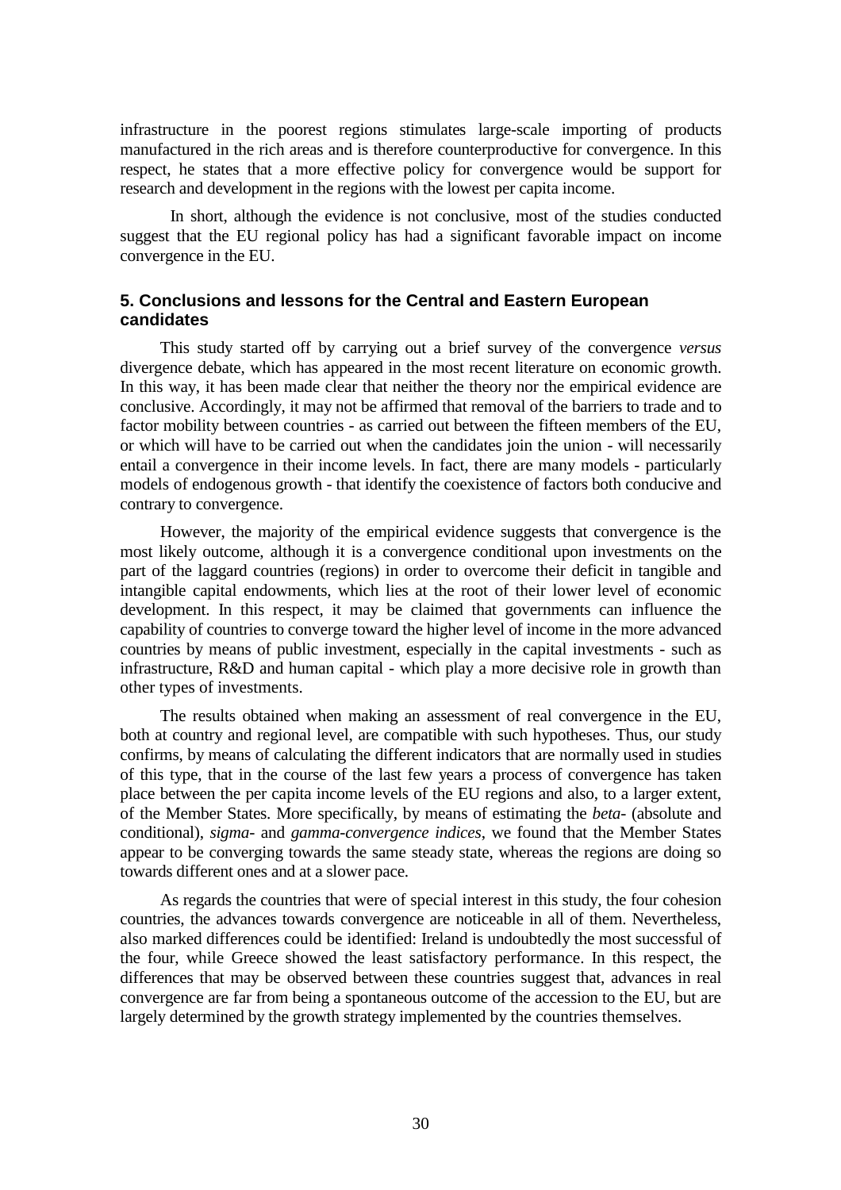infrastructure in the poorest regions stimulates large-scale importing of products manufactured in the rich areas and is therefore counterproductive for convergence. In this respect, he states that a more effective policy for convergence would be support for research and development in the regions with the lowest per capita income.

In short, although the evidence is not conclusive, most of the studies conducted suggest that the EU regional policy has had a significant favorable impact on income convergence in the EU.

## 5. Conclusions and lessons for the Central and Eastern European candidates

This study started off by carrying out a brief survey of the convergence *versus* divergence debate, which has appeared in the most recent literature on economic growth. In this way, it has been made clear that neither the theory nor the empirical evidence are conclusive. Accordingly, it may not be affirmed that removal of the barriers to trade and to factor mobility between countries - as carried out between the fifteen members of the EU, or which will have to be carried out when the candidates join the union - will necessarily entail a convergence in their income levels. In fact, there are many models - particularly models of endogenous growth - that identify the coexistence of factors both conducive and contrary to convergence.

However, the majority of the empirical evidence suggests that convergence is the most likely outcome, although it is a convergence conditional upon investments on the part of the laggard countries (regions) in order to overcome their deficit in tangible and intangible capital endowments, which lies at the root of their lower level of economic development. In this respect, it may be claimed that governments can influence the capability of countries to converge toward the higher level of income in the more advanced countries by means of public investment, especially in the capital investments - such as infrastructure, R&D and human capital - which play a more decisive role in growth than other types of investments.

The results obtained when making an assessment of real convergence in the EU, both at country and regional level, are compatible with such hypotheses. Thus, our study confirms, by means of calculating the different indicators that are normally used in studies of this type, that in the course of the last few years a process of convergence has taken place between the per capita income levels of the EU regions and also, to a larger extent, of the Member States. More specifically, by means of estimating the *beta*- (absolute and conditional), *sigma*- and *gamma-convergence indices*, we found that the Member States appear to be converging towards the same steady state, whereas the regions are doing so towards different ones and at a slower pace.

As regards the countries that were of special interest in this study, the four cohesion countries, the advances towards convergence are noticeable in all of them. Nevertheless, also marked differences could be identified: Ireland is undoubtedly the most successful of the four, while Greece showed the least satisfactory performance. In this respect, the differences that may be observed between these countries suggest that, advances in real convergence are far from being a spontaneous outcome of the accession to the EU, but are largely determined by the growth strategy implemented by the countries themselves.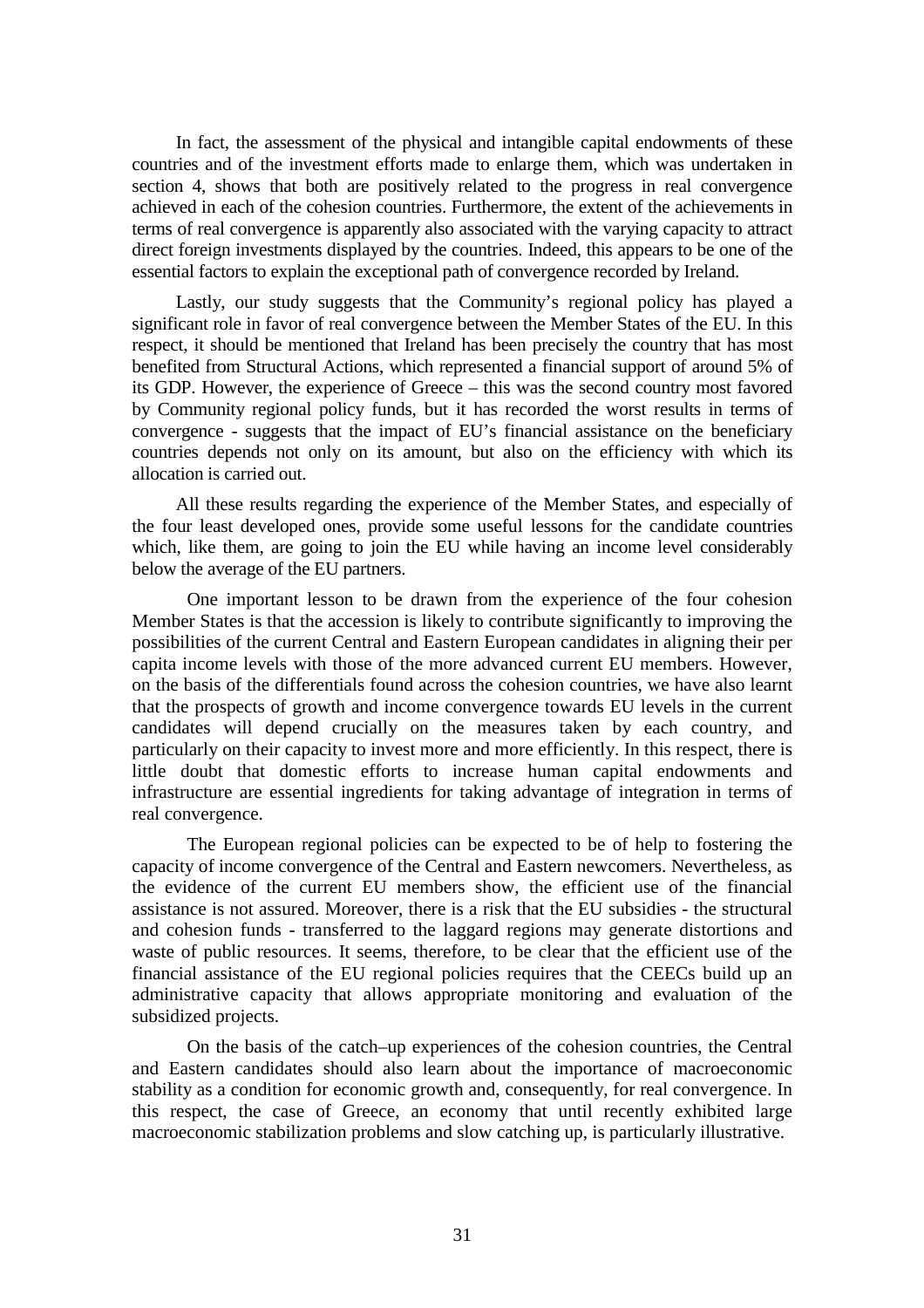In fact, the assessment of the physical and intangible capital endowments of these countries and of the investment efforts made to enlarge them, which was undertaken in section 4, shows that both are positively related to the progress in real convergence achieved in each of the cohesion countries. Furthermore, the extent of the achievements in terms of real convergence is apparently also associated with the varying capacity to attract direct foreign investments displayed by the countries. Indeed, this appears to be one of the essential factors to explain the exceptional path of convergence recorded by Ireland.

Lastly, our study suggests that the Community's regional policy has played a significant role in favor of real convergence between the Member States of the EU. In this respect, it should be mentioned that Ireland has been precisely the country that has most benefited from Structural Actions, which represented a financial support of around 5% of its GDP. However, the experience of Greece – this was the second country most favored by Community regional policy funds, but it has recorded the worst results in terms of convergence - suggests that the impact of EU's financial assistance on the beneficiary countries depends not only on its amount, but also on the efficiency with which its allocation is carried out.

All these results regarding the experience of the Member States, and especially of the four least developed ones, provide some useful lessons for the candidate countries which, like them, are going to join the EU while having an income level considerably below the average of the EU partners.

One important lesson to be drawn from the experience of the four cohesion Member States is that the accession is likely to contribute significantly to improving the possibilities of the current Central and Eastern European candidates in aligning their per capita income levels with those of the more advanced current EU members. However, on the basis of the differentials found across the cohesion countries, we have also learnt that the prospects of growth and income convergence towards EU levels in the current candidates will depend crucially on the measures taken by each country, and particularly on their capacity to invest more and more efficiently. In this respect, there is little doubt that domestic efforts to increase human capital endowments and infrastructure are essential ingredients for taking advantage of integration in terms of real convergence.

The European regional policies can be expected to be of help to fostering the capacity of income convergence of the Central and Eastern newcomers. Nevertheless, as the evidence of the current EU members show, the efficient use of the financial assistance is not assured. Moreover, there is a risk that the EU subsidies - the structural and cohesion funds - transferred to the laggard regions may generate distortions and waste of public resources. It seems, therefore, to be clear that the efficient use of the financial assistance of the EU regional policies requires that the CEECs build up an administrative capacity that allows appropriate monitoring and evaluation of the subsidized projects.

On the basis of the catch–up experiences of the cohesion countries, the Central and Eastern candidates should also learn about the importance of macroeconomic stability as a condition for economic growth and, consequently, for real convergence. In this respect, the case of Greece, an economy that until recently exhibited large macroeconomic stabilization problems and slow catching up, is particularly illustrative.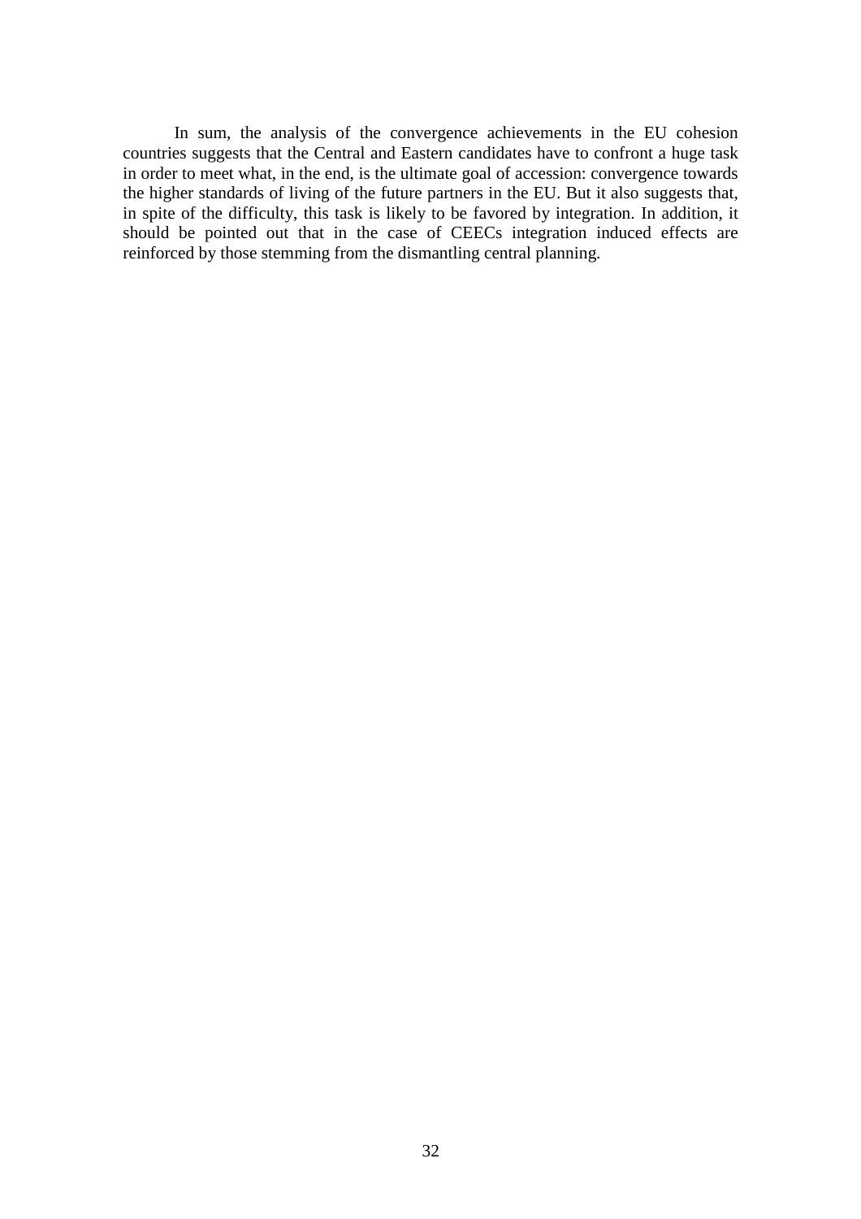In sum, the analysis of the convergence achievements in the EU cohesion countries suggests that the Central and Eastern candidates have to confront a huge task in order to meet what, in the end, is the ultimate goal of accession: convergence towards the higher standards of living of the future partners in the EU. But it also suggests that, in spite of the difficulty, this task is likely to be favored by integration. In addition, it should be pointed out that in the case of CEECs integration induced effects are reinforced by those stemming from the dismantling central planning.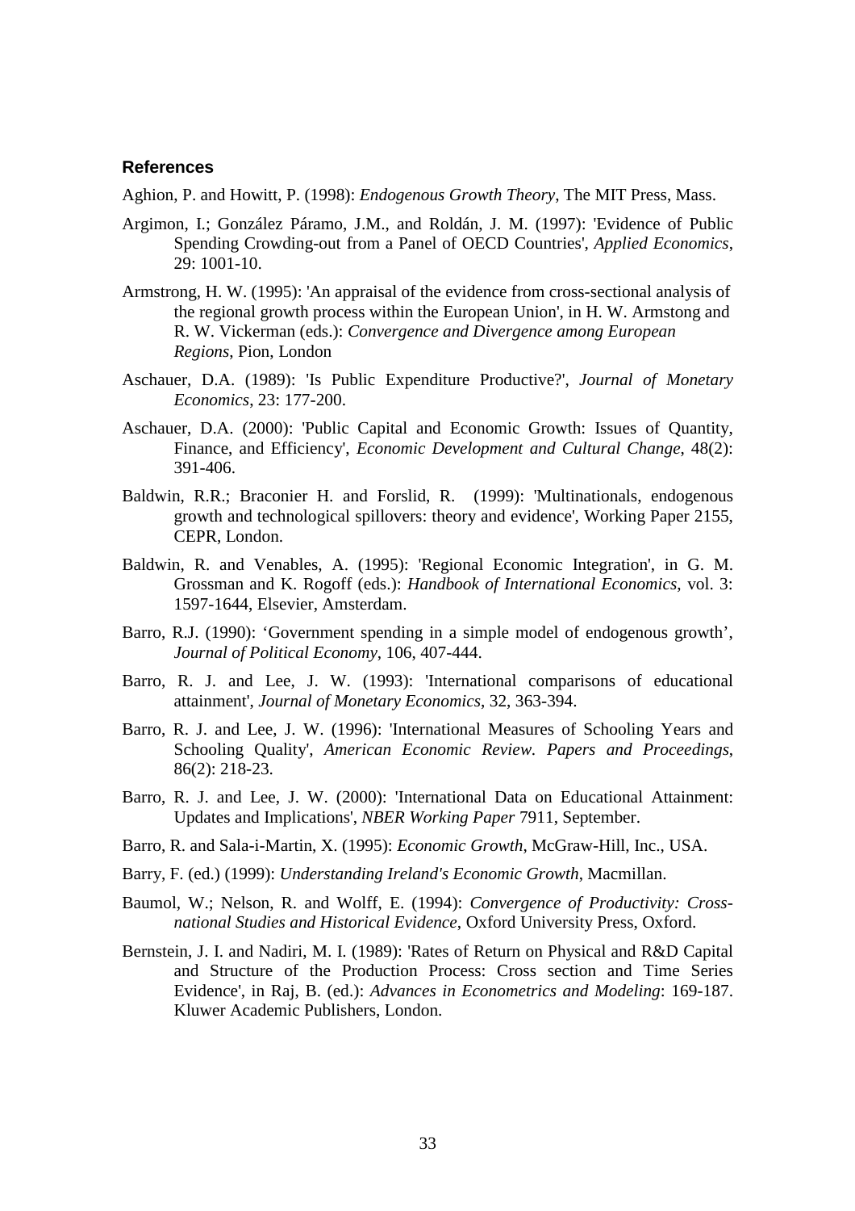### References

Aghion, P. and Howitt, P. (1998): *Endogenous Growth Theory*, The MIT Press, Mass.

Argimon, I.; González Páramo, J.M., and Roldán, J. M. (1997): 'Evidence of Public Spending Crowding-out from a Panel of OECD Countries', *Applied Economics*, 29: 1001-10.

Armstrong, H. W. (1995): 'An appraisal of the evidence from cross-sectional analysis of the regional growth process within the European Union', in H. W. Armstong and R. W. Vickerman (eds.): *Convergence and Divergence among European Regions*, Pion, London

Aschauer, D.A. (1989): 'Is Public Expenditure Productive?', *Journal of Monetary Economics*, 23: 177-200.

Aschauer, D.A. (2000): 'Public Capital and Economic Growth: Issues of Quantity, Finance, and Efficiency', *Economic Development and Cultural Change*, 48(2): 391-406.

Baldwin, R.R.; Braconier H. and Forslid, R. (1999): 'Multinationals, endogenous growth and technological spillovers: theory and evidence', Working Paper 2155, CEPR, London.

Baldwin, R. and Venables, A. (1995): 'Regional Economic Integration', in G. M. Grossman and K. Rogoff (eds.): *Handbook of International Economics*, vol. 3: 1597-1644, Elsevier, Amsterdam.

Barro, R.J. (1990): 'Government spending in a simple model of endogenous growth', *Journal of Political Economy*, 106, 407-444.

Barro, R. J. and Lee, J. W. (1993): 'International comparisons of educational attainment', *Journal of Monetary Economics*, 32, 363-394.

Barro, R. J. and Lee, J. W. (1996): 'International Measures of Schooling Years and Schooling Quality', *American Economic Review. Papers and Proceedings*, 86(2): 218-23.

Barro, R. J. and Lee, J. W. (2000): 'International Data on Educational Attainment: Updates and Implications', *NBER Working Paper* 7911, September.

Barro, R. and Sala-i-Martin, X. (1995): *Economic Growth*, McGraw-Hill, Inc., USA.

Barry, F. (ed.) (1999): *Understanding Ireland's Economic Growth*, Macmillan.

Baumol, W.; Nelson, R. and Wolff, E. (1994): *Convergence of Productivity: Cross-national Studies and Historical Evidence*, Oxford University Press, Oxford.

Bernstein, J. I. and Nadiri, M. I. (1989): 'Rates of Return on Physical and R&D Capital and Structure of the Production Process: Cross section and Time Series Evidence', in Raj, B. (ed.): *Advances in Econometrics and Modeling*: 169-187. Kluwer Academic Publishers, London.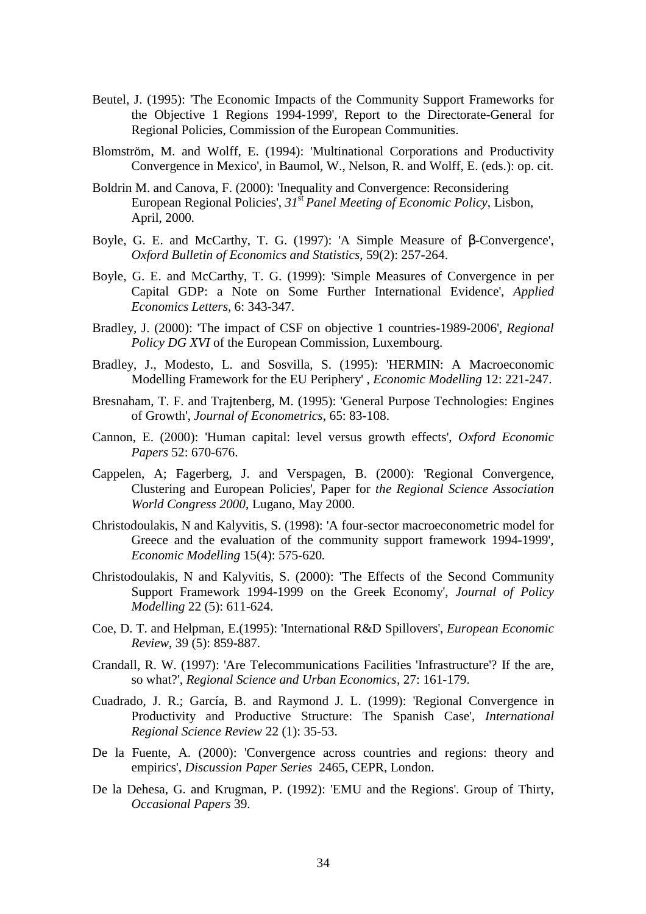Beutel, J. (1995): 'The Economic Impacts of the Community Support Frameworks for the Objective 1 Regions 1994-1999', Report to the Directorate-General for Regional Policies, Commission of the European Communities.

Blomström, M. and Wolff, E. (1994): 'Multinational Corporations and Productivity Convergence in Mexico', in Baumol, W., Nelson, R. and Wolff, E. (eds.): op. cit.

Boldrin M. and Canova, F. (2000): 'Inequality and Convergence: Reconsidering European Regional Policies', *31st Panel Meeting of Economic Policy*, Lisbon, April, 2000.

Boyle, G. E. and McCarthy, T. G. (1997): 'A Simple Measure of β-Convergence', *Oxford Bulletin of Economics and Statistics*, 59(2): 257-264.

Boyle, G. E. and McCarthy, T. G. (1999): 'Simple Measures of Convergence in per Capital GDP: a Note on Some Further International Evidence', *Applied Economics Letters*, 6: 343-347.

Bradley, J. (2000): 'The impact of CSF on objective 1 countries-1989-2006', *Regional Policy DG XVI* of the European Commission, Luxembourg.

Bradley, J., Modesto, L. and Sosvilla, S. (1995): 'HERMIN: A Macroeconomic Modelling Framework for the EU Periphery' , *Economic Modelling* 12: 221-247.

Bresnaham, T. F. and Trajtenberg, M. (1995): 'General Purpose Technologies: Engines of Growth', *Journal of Econometrics*, 65: 83-108.

Cannon, E. (2000): 'Human capital: level versus growth effects', *Oxford Economic Papers* 52: 670-676.

Cappelen, A; Fagerberg, J. and Verspagen, B. (2000): 'Regional Convergence, Clustering and European Policies', Paper for *the Regional Science Association World Congress 2000*, Lugano, May 2000.

Christodoulakis, N and Kalyvitis, S. (1998): 'A four-sector macroeconometric model for Greece and the evaluation of the community support framework 1994-1999', *Economic Modelling* 15(4): 575-620.

Christodoulakis, N and Kalyvitis, S. (2000): 'The Effects of the Second Community Support Framework 1994-1999 on the Greek Economy', *Journal of Policy Modelling* 22 (5): 611-624.

Coe, D. T. and Helpman, E.(1995): 'International R&D Spillovers', *European Economic Review*, 39 (5): 859-887.

Crandall, R. W. (1997): 'Are Telecommunications Facilities 'Infrastructure'? If the are, so what?', *Regional Science and Urban Economics*, 27: 161-179.

Cuadrado, J. R.; García, B. and Raymond J. L. (1999): 'Regional Convergence in Productivity and Productive Structure: The Spanish Case', *International Regional Science Review* 22 (1): 35-53.

De la Fuente, A. (2000): 'Convergence across countries and regions: theory and empirics', *Discussion Paper Series* 2465, CEPR, London.

De la Dehesa, G. and Krugman, P. (1992): 'EMU and the Regions'. Group of Thirty, *Occasional Papers* 39.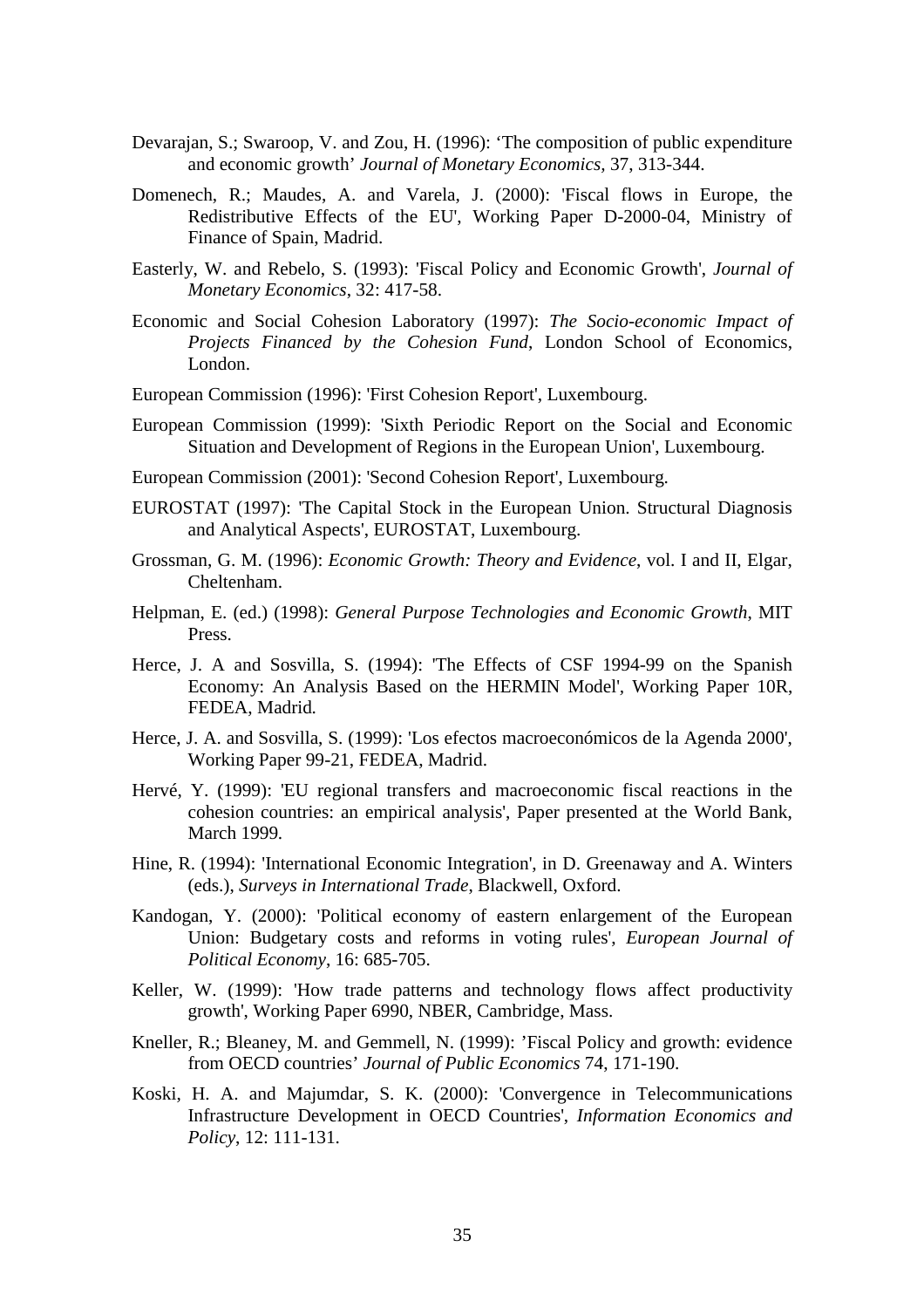Devarajan, S.; Swaroop, V. and Zou, H. (1996): ‘The composition of public expenditure and economic growth’ *Journal of Monetary Economics*, 37, 313-344.

Domenech, R.; Maudes, A. and Varela, J. (2000): 'Fiscal flows in Europe, the Redistributive Effects of the EU', Working Paper D-2000-04, Ministry of Finance of Spain, Madrid.

Easterly, W. and Rebelo, S. (1993): 'Fiscal Policy and Economic Growth', *Journal of Monetary Economics*, 32: 417-58.

Economic and Social Cohesion Laboratory (1997): *The Socio-economic Impact of Projects Financed by the Cohesion Fund*, London School of Economics, London.

European Commission (1996): 'First Cohesion Report', Luxembourg.

European Commission (1999): 'Sixth Periodic Report on the Social and Economic Situation and Development of Regions in the European Union', Luxembourg.

European Commission (2001): 'Second Cohesion Report', Luxembourg.

EUROSTAT (1997): 'The Capital Stock in the European Union. Structural Diagnosis and Analytical Aspects', EUROSTAT, Luxembourg.

Grossman, G. M. (1996): *Economic Growth: Theory and Evidence*, vol. I and II, Elgar, Cheltenham.

Helpman, E. (ed.) (1998): *General Purpose Technologies and Economic Growth*, MIT Press.

Herce, J. A and Sosvilla, S. (1994): 'The Effects of CSF 1994-99 on the Spanish Economy: An Analysis Based on the HERMIN Model', Working Paper 10R, FEDEA, Madrid.

Herce, J. A. and Sosvilla, S. (1999): 'Los efectos macroeconómicos de la Agenda 2000', Working Paper 99-21, FEDEA, Madrid.

Hervé, Y. (1999): 'EU regional transfers and macroeconomic fiscal reactions in the cohesion countries: an empirical analysis', Paper presented at the World Bank, March 1999.

Hine, R. (1994): 'International Economic Integration', in D. Greenaway and A. Winters (eds.), *Surveys in International Trade*, Blackwell, Oxford.

Kandogan, Y. (2000): 'Political economy of eastern enlargement of the European Union: Budgetary costs and reforms in voting rules', *European Journal of Political Economy*, 16: 685-705.

Keller, W. (1999): 'How trade patterns and technology flows affect productivity growth', Working Paper 6990, NBER, Cambridge, Mass.

Kneller, R.; Bleaney, M. and Gemmell, N. (1999): ’Fiscal Policy and growth: evidence from OECD countries’ *Journal of Public Economics* 74, 171-190.

Koski, H. A. and Majumdar, S. K. (2000): 'Convergence in Telecommunications Infrastructure Development in OECD Countries', *Information Economics and Policy*, 12: 111-131.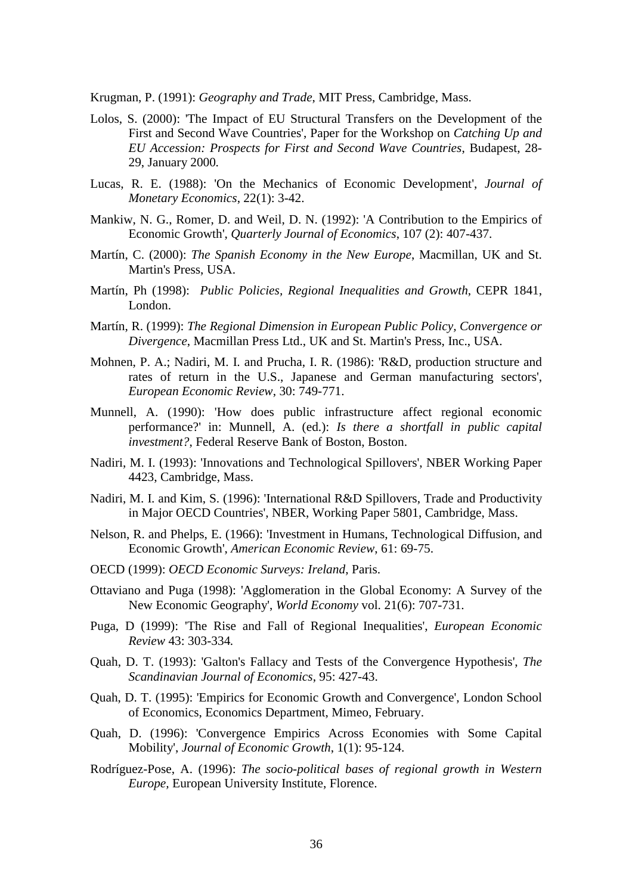Krugman, P. (1991): *Geography and Trade*, MIT Press, Cambridge, Mass.

Lolos, S. (2000): 'The Impact of EU Structural Transfers on the Development of the First and Second Wave Countries', Paper for the Workshop on *Catching Up and EU Accession: Prospects for First and Second Wave Countries*, Budapest, 28-29, January 2000.

Lucas, R. E. (1988): 'On the Mechanics of Economic Development', *Journal of Monetary Economics*, 22(1): 3-42.

Mankiw, N. G., Romer, D. and Weil, D. N. (1992): 'A Contribution to the Empirics of Economic Growth', *Quarterly Journal of Economics*, 107 (2): 407-437.

Martín, C. (2000): *The Spanish Economy in the New Europe*, Macmillan, UK and St. Martin's Press, USA.

Martín, Ph (1998): *Public Policies, Regional Inequalities and Growth*, CEPR 1841, London.

Martín, R. (1999): *The Regional Dimension in European Public Policy, Convergence or Divergence*, Macmillan Press Ltd., UK and St. Martin's Press, Inc., USA.

Mohnen, P. A.; Nadiri, M. I. and Prucha, I. R. (1986): 'R&D, production structure and rates of return in the U.S., Japanese and German manufacturing sectors', *European Economic Review*, 30: 749-771.

Munnell, A. (1990): 'How does public infrastructure affect regional economic performance?' in: Munnell, A. (ed.): *Is there a shortfall in public capital investment?*, Federal Reserve Bank of Boston, Boston.

Nadiri, M. I. (1993): 'Innovations and Technological Spillovers', NBER Working Paper 4423, Cambridge, Mass.

Nadiri, M. I. and Kim, S. (1996): 'International R&D Spillovers, Trade and Productivity in Major OECD Countries', NBER, Working Paper 5801, Cambridge, Mass.

Nelson, R. and Phelps, E. (1966): 'Investment in Humans, Technological Diffusion, and Economic Growth', *American Economic Review*, 61: 69-75.

OECD (1999): *OECD Economic Surveys: Ireland*, Paris.

Ottaviano and Puga (1998): 'Agglomeration in the Global Economy: A Survey of the New Economic Geography', *World Economy* vol. 21(6): 707-731.

Puga, D (1999): 'The Rise and Fall of Regional Inequalities', *European Economic Review* 43: 303-334.

Quah, D. T. (1993): 'Galton's Fallacy and Tests of the Convergence Hypothesis', *The Scandinavian Journal of Economics*, 95: 427-43.

Quah, D. T. (1995): 'Empirics for Economic Growth and Convergence', London School of Economics, Economics Department, Mimeo, February.

Quah, D. (1996): 'Convergence Empirics Across Economies with Some Capital Mobility', *Journal of Economic Growth*, 1(1): 95-124.

Rodríguez-Pose, A. (1996): *The socio-political bases of regional growth in Western Europe*, European University Institute, Florence.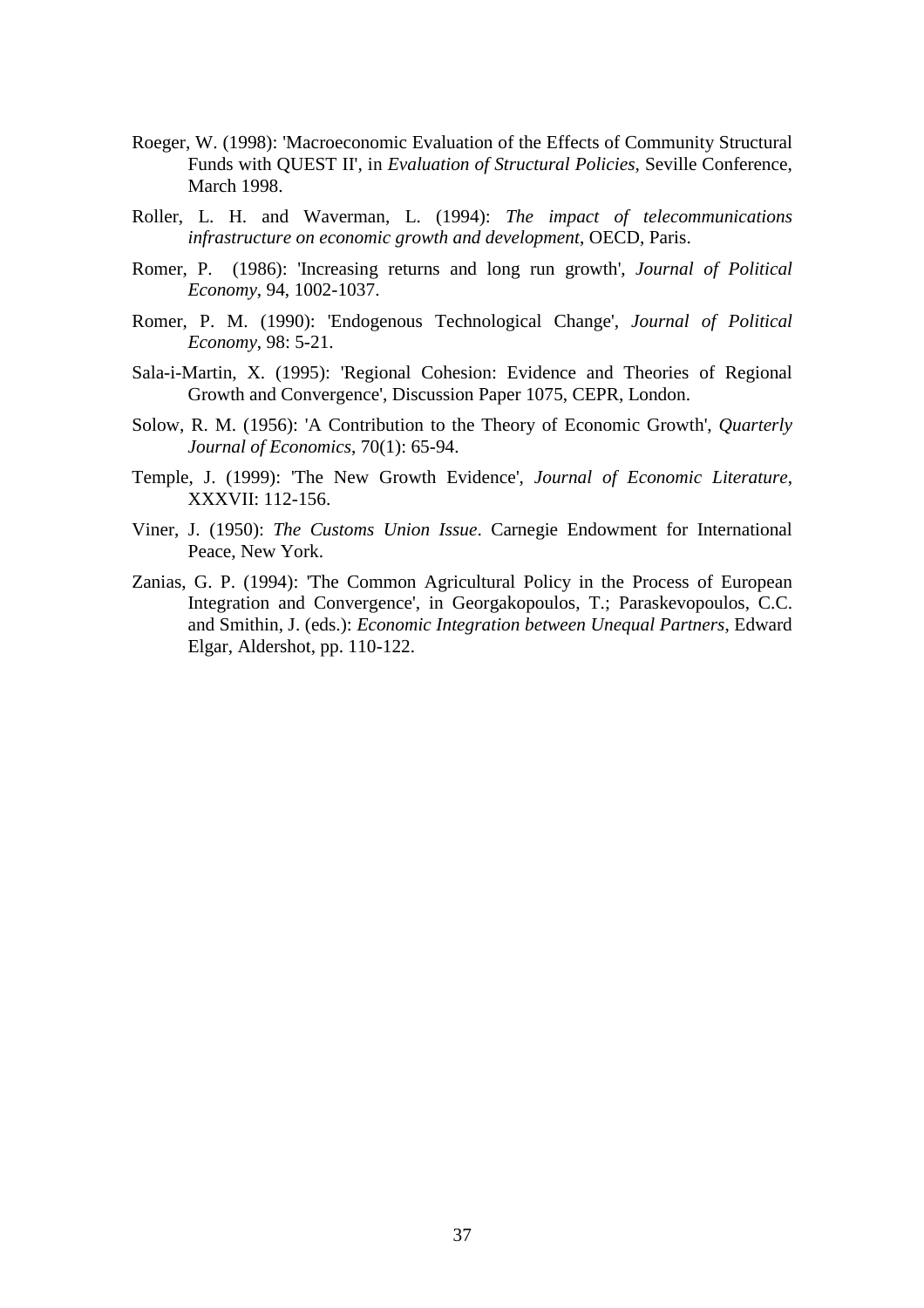Roeger, W. (1998): 'Macroeconomic Evaluation of the Effects of Community Structural Funds with QUEST II', in *Evaluation of Structural Policies*, Seville Conference, March 1998.

Roller, L. H. and Waverman, L. (1994): *The impact of telecommunications infrastructure on economic growth and development*, OECD, Paris.

Romer, P. (1986): 'Increasing returns and long run growth', *Journal of Political Economy*, 94, 1002-1037.

Romer, P. M. (1990): 'Endogenous Technological Change', *Journal of Political Economy*, 98: 5-21.

Sala-i-Martin, X. (1995): 'Regional Cohesion: Evidence and Theories of Regional Growth and Convergence', Discussion Paper 1075, CEPR, London.

Solow, R. M. (1956): 'A Contribution to the Theory of Economic Growth', *Quarterly Journal of Economics*, 70(1): 65-94.

Temple, J. (1999): 'The New Growth Evidence', *Journal of Economic Literature*, XXXVII: 112-156.

Viner, J. (1950): *The Customs Union Issue*. Carnegie Endowment for International Peace, New York.

Zanias, G. P. (1994): 'The Common Agricultural Policy in the Process of European Integration and Convergence', in Georgakopoulos, T.; Paraskevopoulos, C.C. and Smithin, J. (eds.): *Economic Integration between Unequal Partners*, Edward Elgar, Aldershot, pp. 110-122.